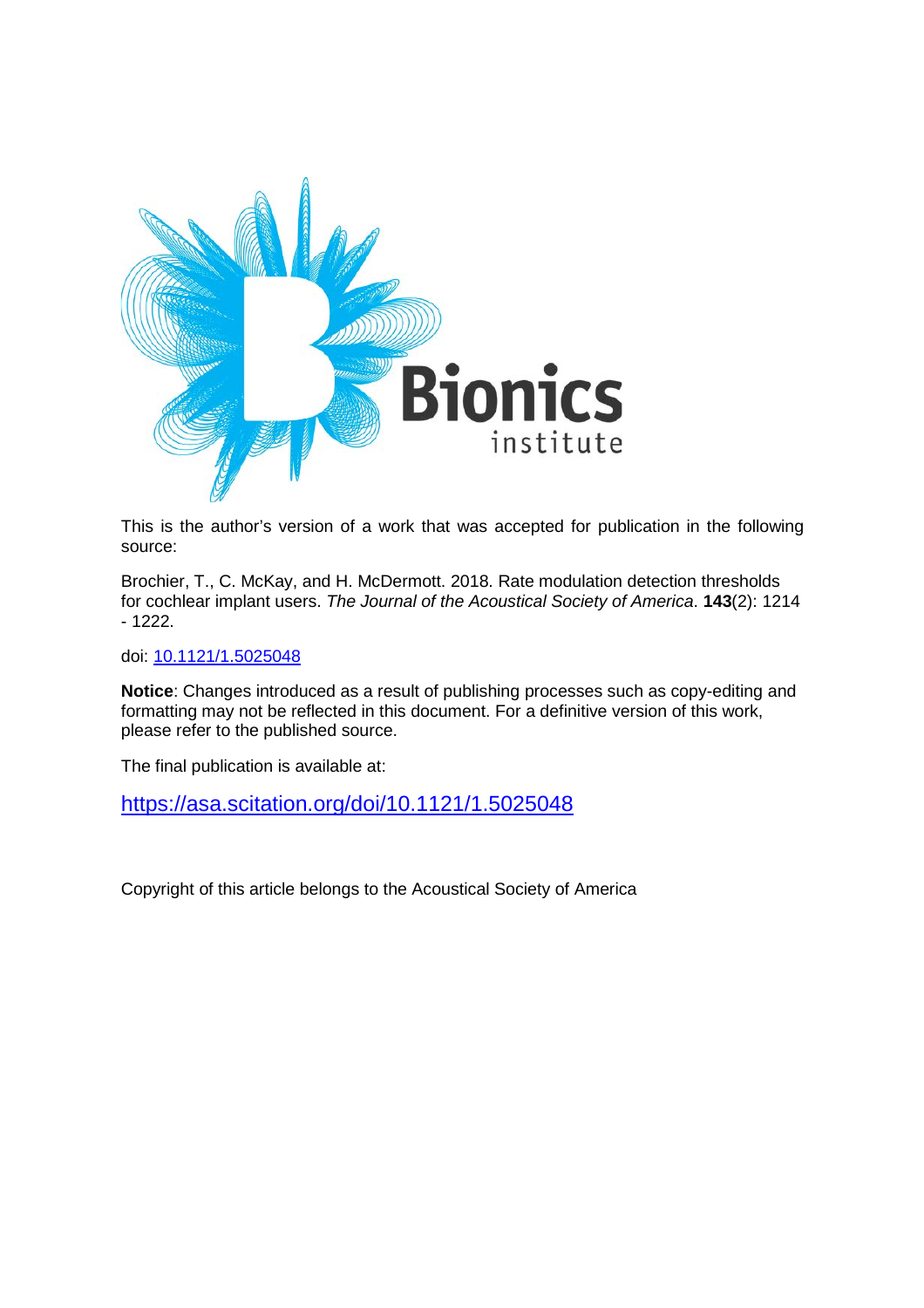Bionics institute

This is the author's version of a work that was accepted for publication in the following source:

Brochier, T., C. McKay, and H. McDermott. 2018. Rate modulation detection thresholds for cochlear implant users. *The Journal of the Acoustical Society of America*. **143**(2): 1214 - 1222.

doi: [10.1121/1.5025048](https://doi.org/10.1121/1.5025048)

**Notice**: Changes introduced as a result of publishing processes such as copy-editing and formatting may not be reflected in this document. For a definitive version of this work, please refer to the published source.

The final publication is available at:

https://asa.scitation.org/doi/10.1121/1.5025048

Copyright of this article belongs to the Acoustical Society of America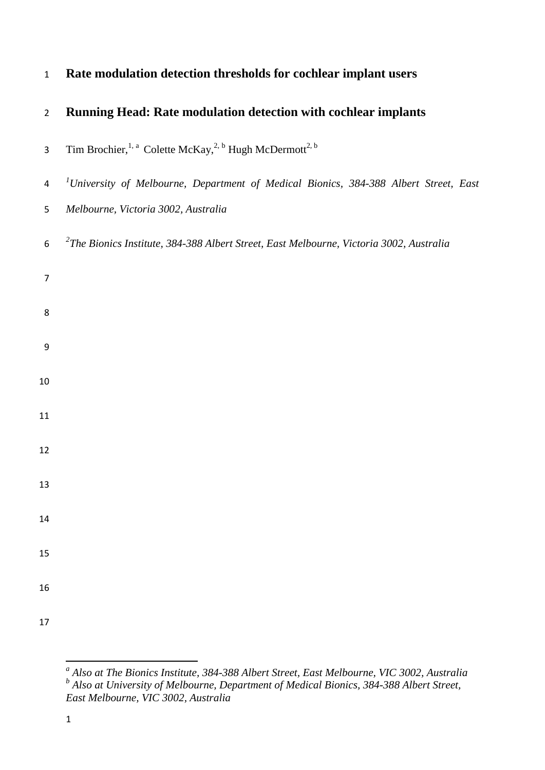# Rate modulation detection thresholds for cochlear implant users

## Running Head: Rate modulation detection with cochlear implants

Tim Brochier,[1, a] Colette McKay,[2, b] Hugh McDermott[2, b]

[1]*University of Melbourne, Department of Medical Bionics, 384-388 Albert Street, East Melbourne, Victoria 3002, Australia*

[2]*The Bionics Institute, 384-388 Albert Street, East Melbourne, Victoria 3002, Australia*

---

[a] *Also at The Bionics Institute, 384-388 Albert Street, East Melbourne, VIC 3002, Australia*
[b] *Also at University of Melbourne, Department of Medical Bionics, 384-388 Albert Street, East Melbourne, VIC 3002, Australia*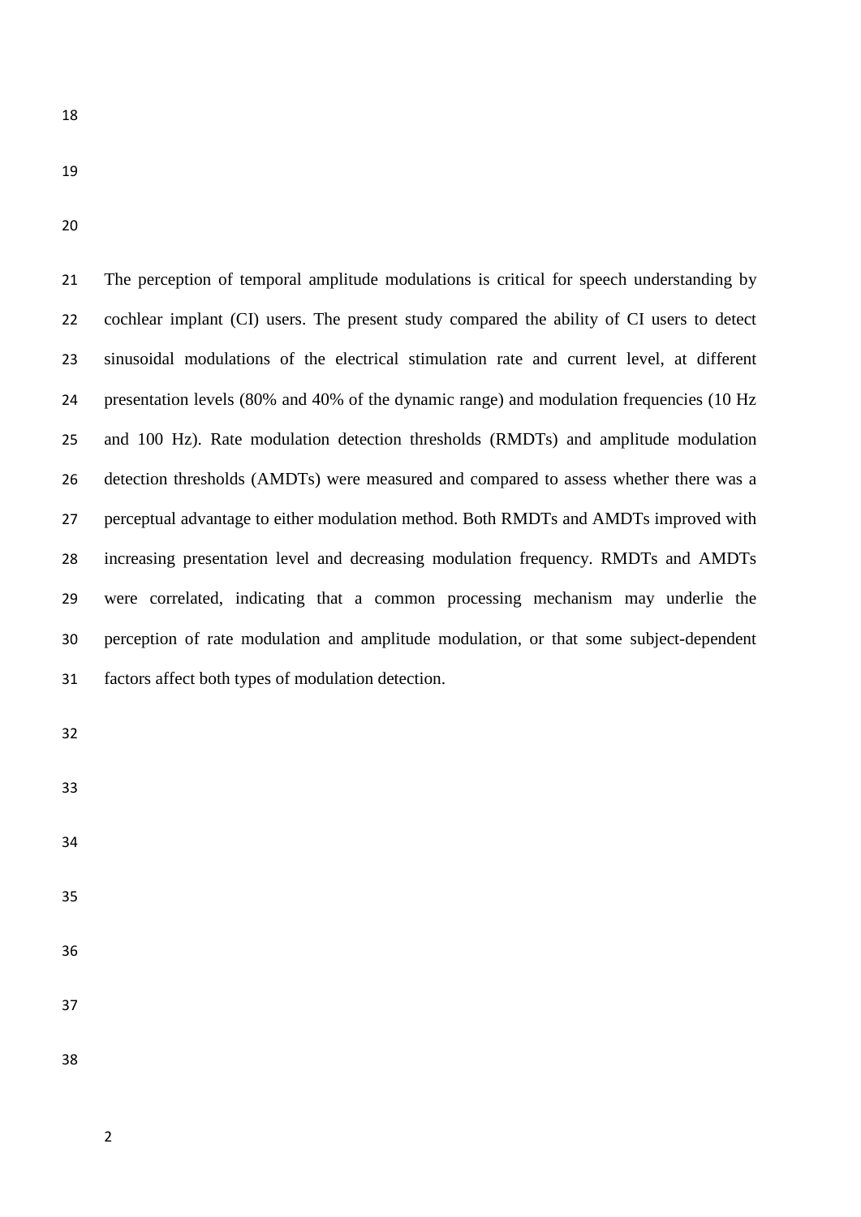The perception of temporal amplitude modulations is critical for speech understanding by cochlear implant (CI) users. The present study compared the ability of CI users to detect sinusoidal modulations of the electrical stimulation rate and current level, at different presentation levels (80% and 40% of the dynamic range) and modulation frequencies (10 Hz and 100 Hz). Rate modulation detection thresholds (RMDTs) and amplitude modulation detection thresholds (AMDTs) were measured and compared to assess whether there was a perceptual advantage to either modulation method. Both RMDTs and AMDTs improved with increasing presentation level and decreasing modulation frequency. RMDTs and AMDTs were correlated, indicating that a common processing mechanism may underlie the perception of rate modulation and amplitude modulation, or that some subject-dependent factors affect both types of modulation detection.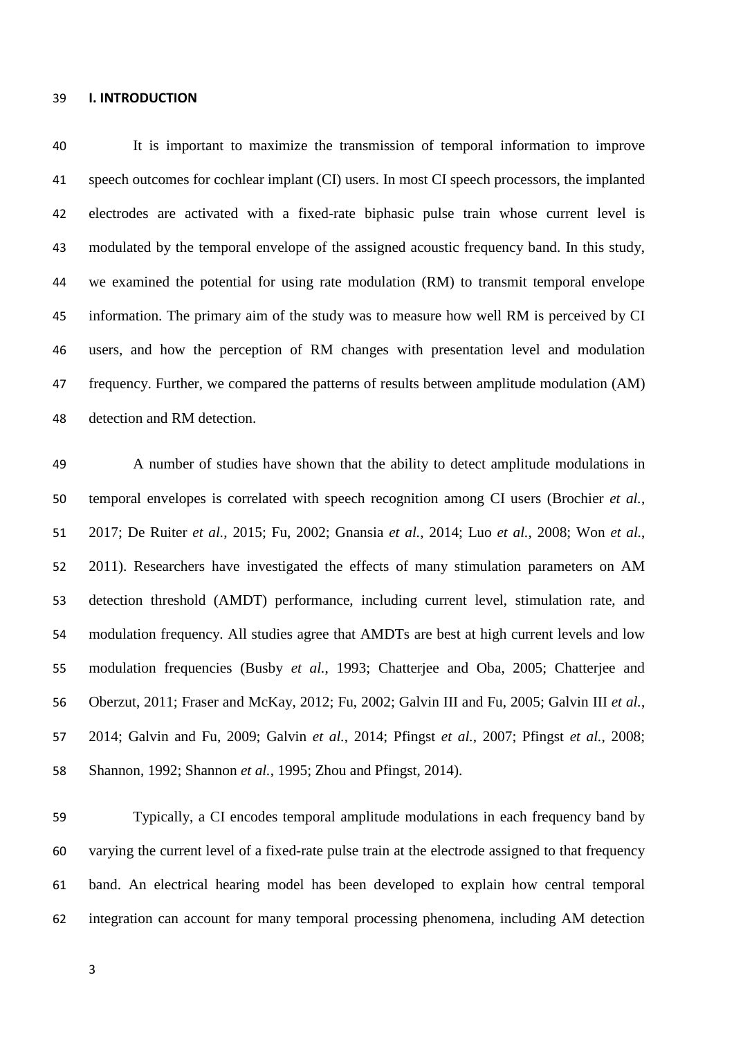## I. INTRODUCTION

It is important to maximize the transmission of temporal information to improve speech outcomes for cochlear implant (CI) users. In most CI speech processors, the implanted electrodes are activated with a fixed-rate biphasic pulse train whose current level is modulated by the temporal envelope of the assigned acoustic frequency band. In this study, we examined the potential for using rate modulation (RM) to transmit temporal envelope information. The primary aim of the study was to measure how well RM is perceived by CI users, and how the perception of RM changes with presentation level and modulation frequency. Further, we compared the patterns of results between amplitude modulation (AM) detection and RM detection.

A number of studies have shown that the ability to detect amplitude modulations in temporal envelopes is correlated with speech recognition among CI users (Brochier *et al.*, 2017; De Ruiter *et al.*, 2015; Fu, 2002; Gnansia *et al.*, 2014; Luo *et al.*, 2008; Won *et al.*, 2011). Researchers have investigated the effects of many stimulation parameters on AM detection threshold (AMDT) performance, including current level, stimulation rate, and modulation frequency. All studies agree that AMDTs are best at high current levels and low modulation frequencies (Busby *et al.*, 1993; Chatterjee and Oba, 2005; Chatterjee and Oberzut, 2011; Fraser and McKay, 2012; Fu, 2002; Galvin III and Fu, 2005; Galvin III *et al.*, 2014; Galvin and Fu, 2009; Galvin *et al.*, 2014; Pfingst *et al.*, 2007; Pfingst *et al.*, 2008; Shannon, 1992; Shannon *et al.*, 1995; Zhou and Pfingst, 2014).

Typically, a CI encodes temporal amplitude modulations in each frequency band by varying the current level of a fixed-rate pulse train at the electrode assigned to that frequency band. An electrical hearing model has been developed to explain how central temporal integration can account for many temporal processing phenomena, including AM detection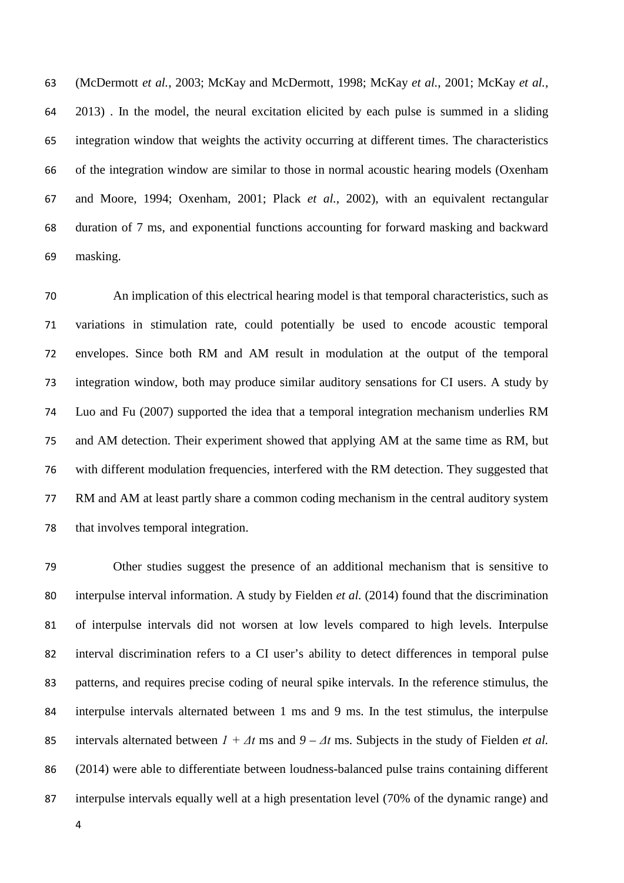(McDermott *et al.*, 2003; McKay and McDermott, 1998; McKay *et al.*, 2001; McKay *et al.*, 2013) . In the model, the neural excitation elicited by each pulse is summed in a sliding integration window that weights the activity occurring at different times. The characteristics of the integration window are similar to those in normal acoustic hearing models (Oxenham and Moore, 1994; Oxenham, 2001; Plack *et al.*, 2002), with an equivalent rectangular duration of 7 ms, and exponential functions accounting for forward masking and backward masking.

An implication of this electrical hearing model is that temporal characteristics, such as variations in stimulation rate, could potentially be used to encode acoustic temporal envelopes. Since both RM and AM result in modulation at the output of the temporal integration window, both may produce similar auditory sensations for CI users. A study by Luo and Fu (2007) supported the idea that a temporal integration mechanism underlies RM and AM detection. Their experiment showed that applying AM at the same time as RM, but with different modulation frequencies, interfered with the RM detection. They suggested that RM and AM at least partly share a common coding mechanism in the central auditory system that involves temporal integration.

Other studies suggest the presence of an additional mechanism that is sensitive to interpulse interval information. A study by Fielden *et al.* (2014) found that the discrimination of interpulse intervals did not worsen at low levels compared to high levels. Interpulse interval discrimination refers to a CI user's ability to detect differences in temporal pulse patterns, and requires precise coding of neural spike intervals. In the reference stimulus, the interpulse intervals alternated between 1 ms and 9 ms. In the test stimulus, the interpulse intervals alternated between $1 + \Delta t$ ms and $9 - \Delta t$ ms. Subjects in the study of Fielden *et al.* (2014) were able to differentiate between loudness-balanced pulse trains containing different interpulse intervals equally well at a high presentation level (70% of the dynamic range) and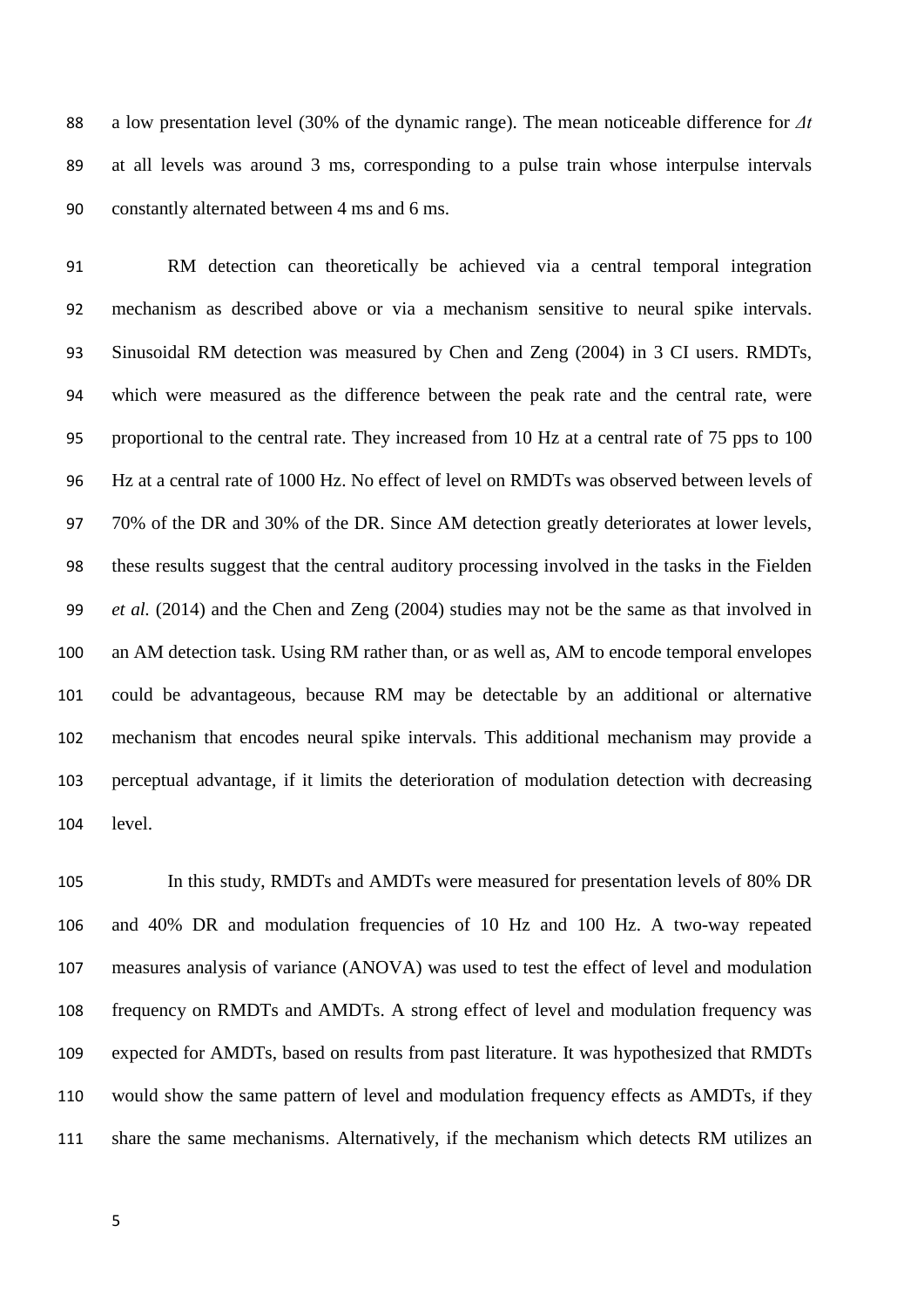a low presentation level (30% of the dynamic range). The mean noticeable difference for $\Delta t$ at all levels was around 3 ms, corresponding to a pulse train whose interpulse intervals constantly alternated between 4 ms and 6 ms.

RM detection can theoretically be achieved via a central temporal integration mechanism as described above or via a mechanism sensitive to neural spike intervals. Sinusoidal RM detection was measured by Chen and Zeng (2004) in 3 CI users. RMDTs, which were measured as the difference between the peak rate and the central rate, were proportional to the central rate. They increased from 10 Hz at a central rate of 75 pps to 100 Hz at a central rate of 1000 Hz. No effect of level on RMDTs was observed between levels of 70% of the DR and 30% of the DR. Since AM detection greatly deteriorates at lower levels, these results suggest that the central auditory processing involved in the tasks in the Fielden *et al.* (2014) and the Chen and Zeng (2004) studies may not be the same as that involved in an AM detection task. Using RM rather than, or as well as, AM to encode temporal envelopes could be advantageous, because RM may be detectable by an additional or alternative mechanism that encodes neural spike intervals. This additional mechanism may provide a perceptual advantage, if it limits the deterioration of modulation detection with decreasing level.

In this study, RMDTs and AMDTs were measured for presentation levels of 80% DR and 40% DR and modulation frequencies of 10 Hz and 100 Hz. A two-way repeated measures analysis of variance (ANOVA) was used to test the effect of level and modulation frequency on RMDTs and AMDTs. A strong effect of level and modulation frequency was expected for AMDTs, based on results from past literature. It was hypothesized that RMDTs would show the same pattern of level and modulation frequency effects as AMDTs, if they share the same mechanisms. Alternatively, if the mechanism which detects RM utilizes an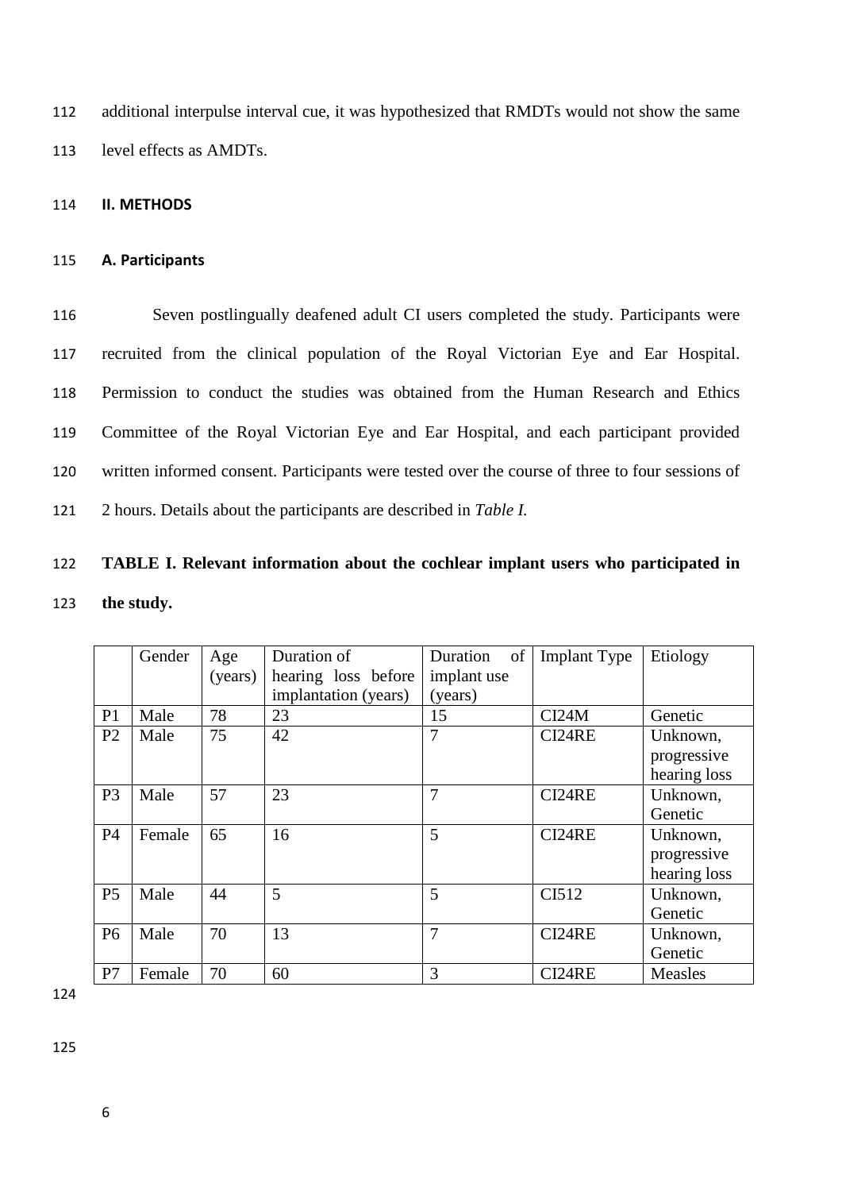additional interpulse interval cue, it was hypothesized that RMDTs would not show the same level effects as AMDTs.

## II. METHODS

### A. Participants

Seven postlingually deafened adult CI users completed the study. Participants were recruited from the clinical population of the Royal Victorian Eye and Ear Hospital. Permission to conduct the studies was obtained from the Human Research and Ethics Committee of the Royal Victorian Eye and Ear Hospital, and each participant provided written informed consent. Participants were tested over the course of three to four sessions of 2 hours. Details about the participants are described in *Table I.*

**TABLE I. Relevant information about the cochlear implant users who participated in the study.**

| | Gender | Age (years) | Duration of hearing loss before implantation (years) | Duration of implant use (years) | Implant Type | Etiology |
|---|---|---|---|---|---|---|
| P1 | Male | 78 | 23 | 15 | CI24M | Genetic |
| P2 | Male | 75 | 42 | 7 | CI24RE | Unknown, progressive hearing loss |
| P3 | Male | 57 | 23 | 7 | CI24RE | Unknown, Genetic |
| P4 | Female | 65 | 16 | 5 | CI24RE | Unknown, progressive hearing loss |
| P5 | Male | 44 | 5 | 5 | CI512 | Unknown, Genetic |
| P6 | Male | 70 | 13 | 7 | CI24RE | Unknown, Genetic |
| P7 | Female | 70 | 60 | 3 | CI24RE | Measles |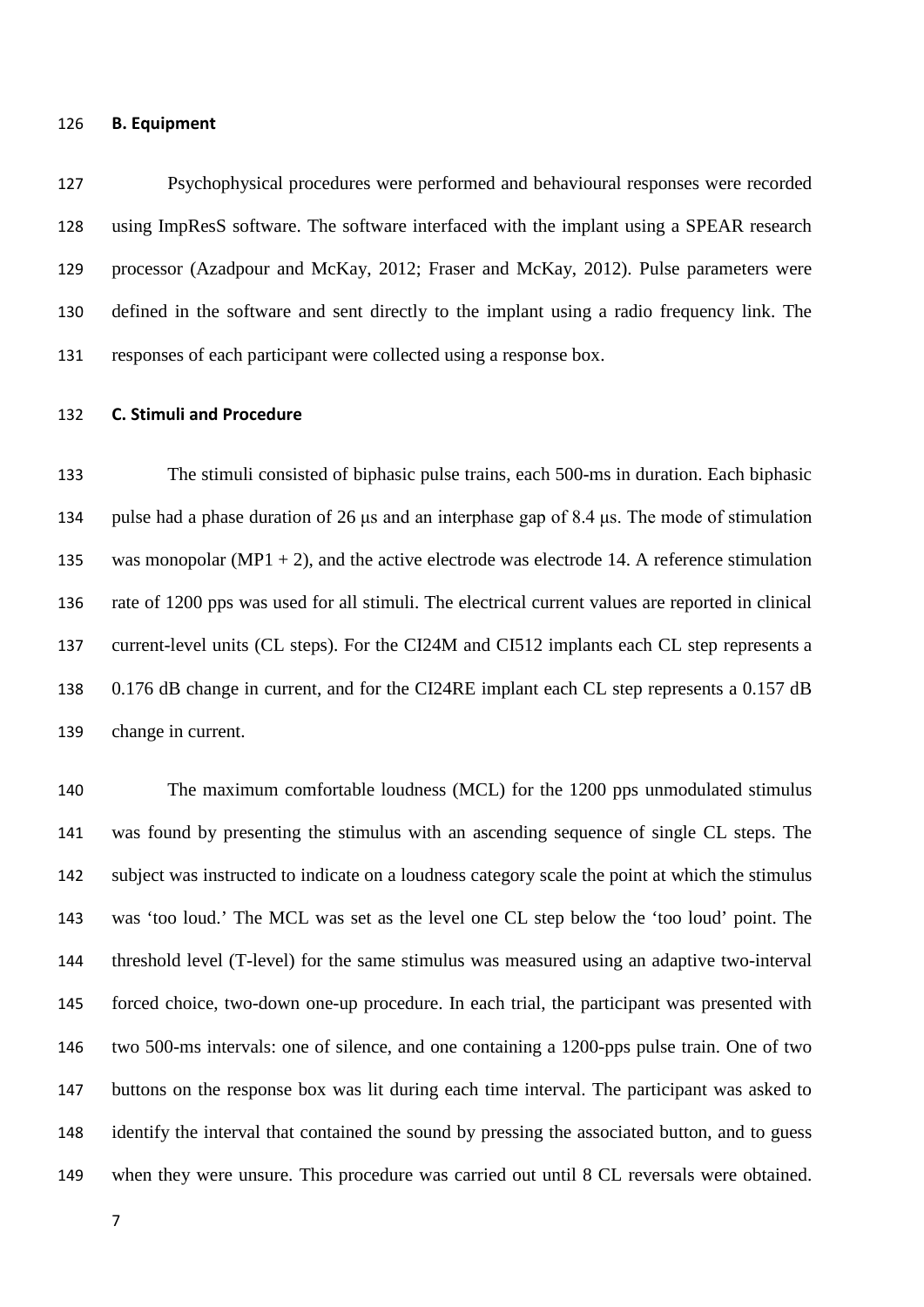**B. Equipment**

Psychophysical procedures were performed and behavioural responses were recorded using ImpResS software. The software interfaced with the implant using a SPEAR research processor (Azadpour and McKay, 2012; Fraser and McKay, 2012). Pulse parameters were defined in the software and sent directly to the implant using a radio frequency link. The responses of each participant were collected using a response box.

**C. Stimuli and Procedure**

The stimuli consisted of biphasic pulse trains, each 500-ms in duration. Each biphasic pulse had a phase duration of 26 μs and an interphase gap of 8.4 μs. The mode of stimulation was monopolar (MP1 + 2), and the active electrode was electrode 14. A reference stimulation rate of 1200 pps was used for all stimuli. The electrical current values are reported in clinical current-level units (CL steps). For the CI24M and CI512 implants each CL step represents a 0.176 dB change in current, and for the CI24RE implant each CL step represents a 0.157 dB change in current.

The maximum comfortable loudness (MCL) for the 1200 pps unmodulated stimulus was found by presenting the stimulus with an ascending sequence of single CL steps. The subject was instructed to indicate on a loudness category scale the point at which the stimulus was 'too loud.' The MCL was set as the level one CL step below the 'too loud' point. The threshold level (T-level) for the same stimulus was measured using an adaptive two-interval forced choice, two-down one-up procedure. In each trial, the participant was presented with two 500-ms intervals: one of silence, and one containing a 1200-pps pulse train. One of two buttons on the response box was lit during each time interval. The participant was asked to identify the interval that contained the sound by pressing the associated button, and to guess when they were unsure. This procedure was carried out until 8 CL reversals were obtained.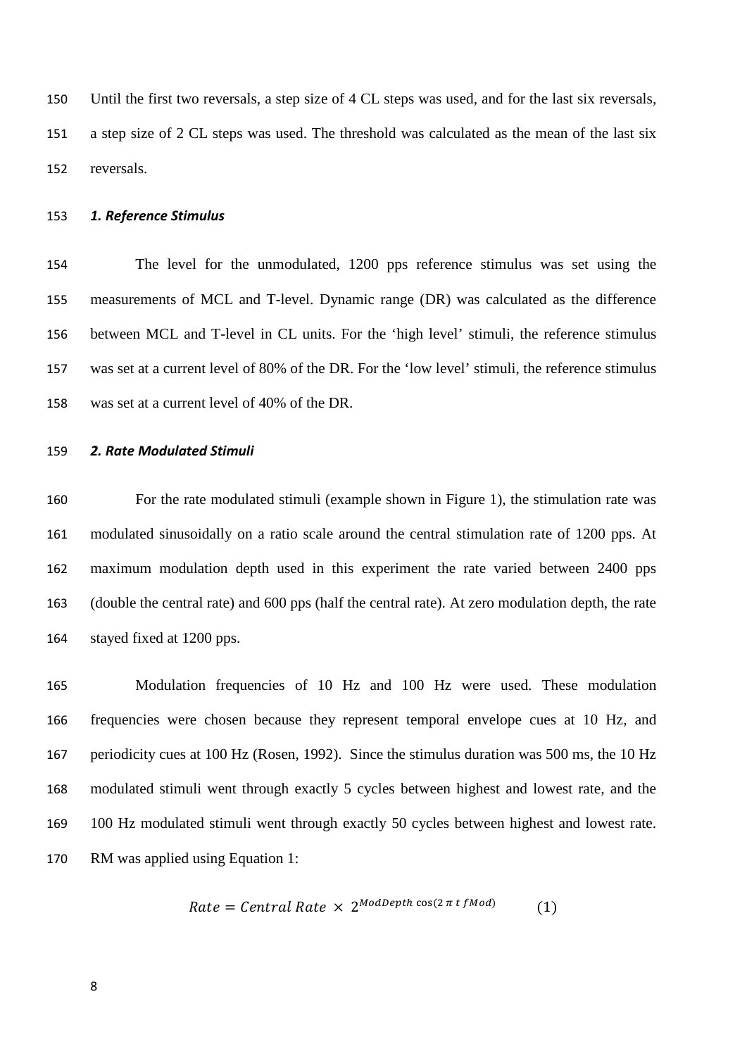Until the first two reversals, a step size of 4 CL steps was used, and for the last six reversals, a step size of 2 CL steps was used. The threshold was calculated as the mean of the last six reversals.

### *1. Reference Stimulus*

The level for the unmodulated, 1200 pps reference stimulus was set using the measurements of MCL and T-level. Dynamic range (DR) was calculated as the difference between MCL and T-level in CL units. For the 'high level' stimuli, the reference stimulus was set at a current level of 80% of the DR. For the 'low level' stimuli, the reference stimulus was set at a current level of 40% of the DR.

### *2. Rate Modulated Stimuli*

For the rate modulated stimuli (example shown in Figure 1), the stimulation rate was modulated sinusoidally on a ratio scale around the central stimulation rate of 1200 pps. At maximum modulation depth used in this experiment the rate varied between 2400 pps (double the central rate) and 600 pps (half the central rate). At zero modulation depth, the rate stayed fixed at 1200 pps.

Modulation frequencies of 10 Hz and 100 Hz were used. These modulation frequencies were chosen because they represent temporal envelope cues at 10 Hz, and periodicity cues at 100 Hz (Rosen, 1992). Since the stimulus duration was 500 ms, the 10 Hz modulated stimuli went through exactly 5 cycles between highest and lowest rate, and the 100 Hz modulated stimuli went through exactly 50 cycles between highest and lowest rate. RM was applied using Equation 1:

$$Rate = Central\ Rate\ \times\ 2^{ModDepth\ \cos(2\ \pi\ t\ fMod)} \qquad (1)$$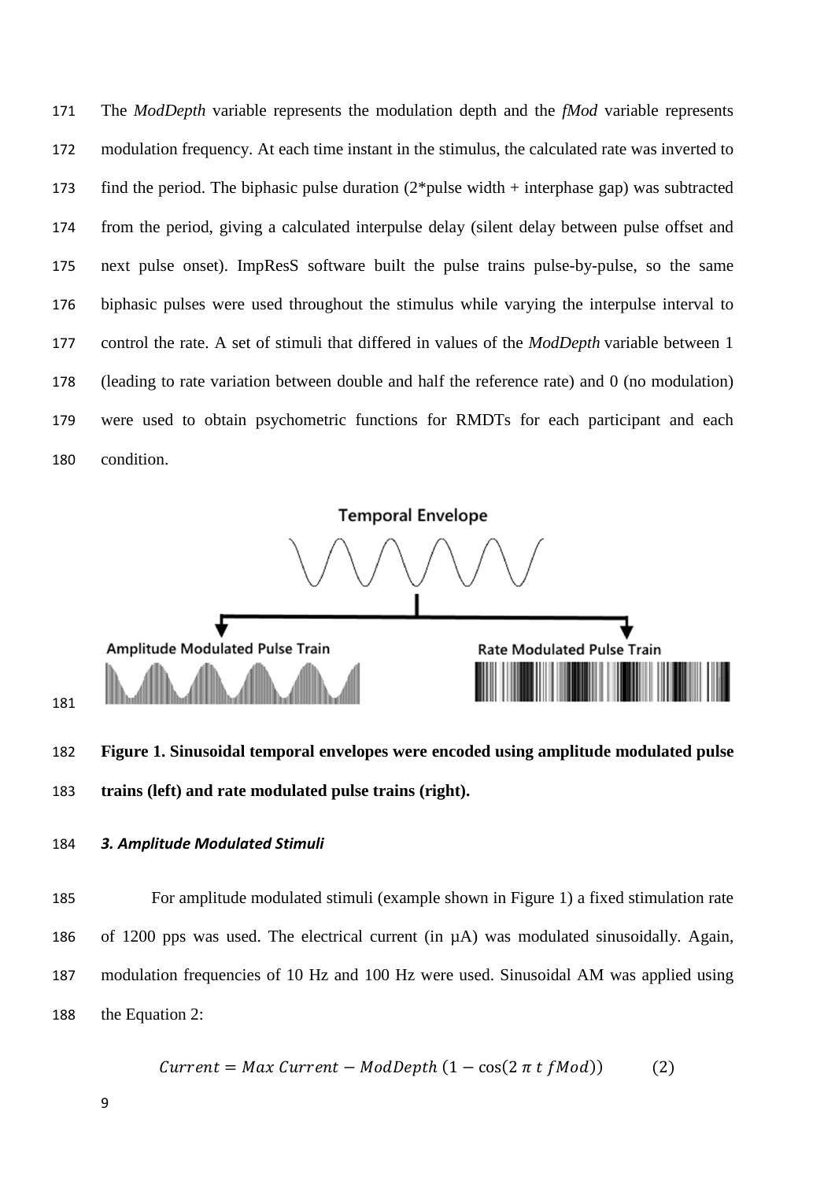The *ModDepth* variable represents the modulation depth and the *fMod* variable represents modulation frequency. At each time instant in the stimulus, the calculated rate was inverted to find the period. The biphasic pulse duration (2*pulse width + interphase gap) was subtracted from the period, giving a calculated interpulse delay (silent delay between pulse offset and next pulse onset). ImpResS software built the pulse trains pulse-by-pulse, so the same biphasic pulses were used throughout the stimulus while varying the interpulse interval to control the rate. A set of stimuli that differed in values of the *ModDepth* variable between 1 (leading to rate variation between double and half the reference rate) and 0 (no modulation) were used to obtain psychometric functions for RMDTs for each participant and each condition.

**Figure 1. Sinusoidal temporal envelopes were encoded using amplitude modulated pulse trains (left) and rate modulated pulse trains (right).**

### *3. Amplitude Modulated Stimuli*

For amplitude modulated stimuli (example shown in Figure 1) a fixed stimulation rate of 1200 pps was used. The electrical current (in µA) was modulated sinusoidally. Again, modulation frequencies of 10 Hz and 100 Hz were used. Sinusoidal AM was applied using the Equation 2:

$$Current = Max\ Current - ModDepth\ (1 - \cos(2\ \pi\ t\ fMod)) \qquad (2)$$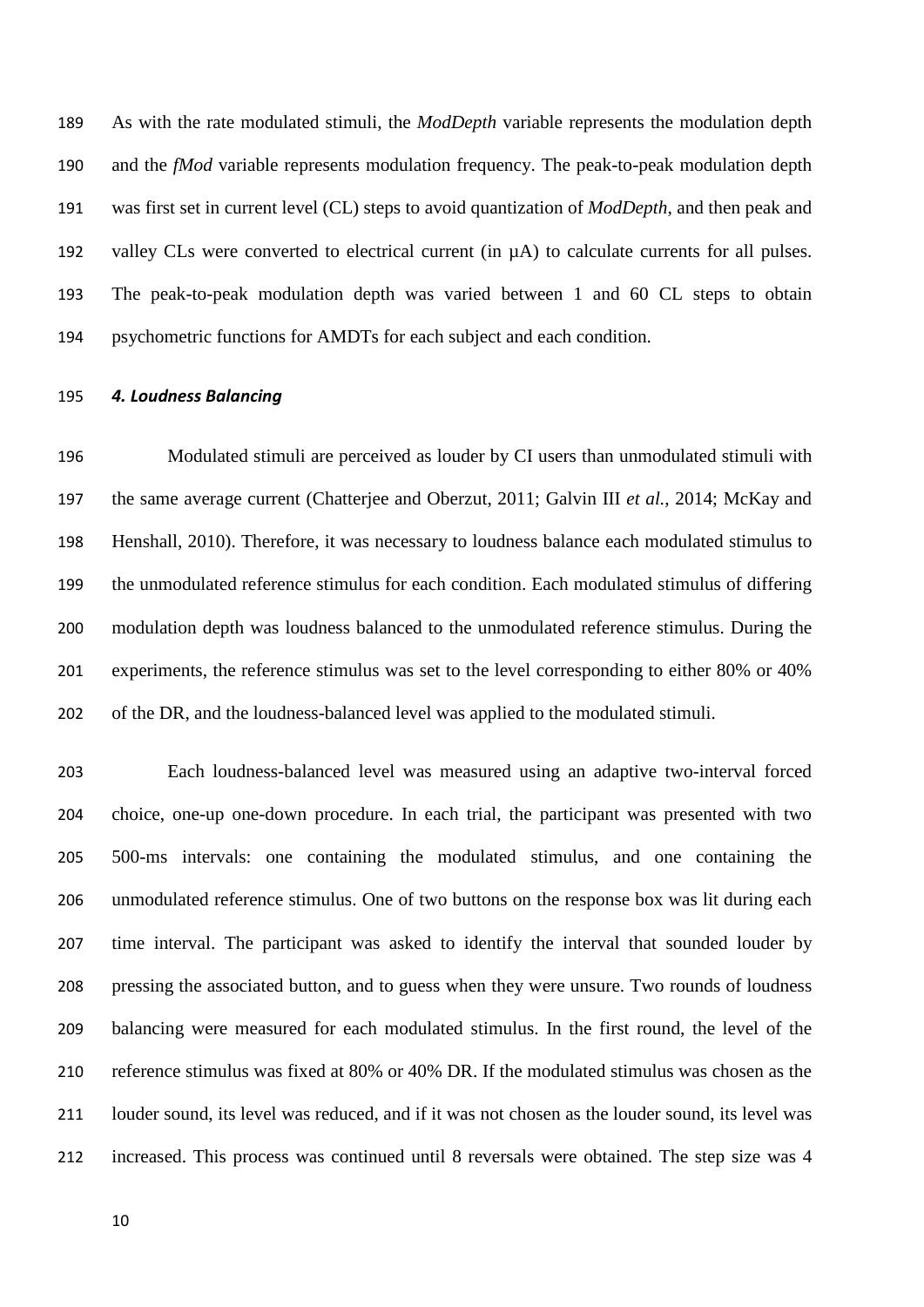As with the rate modulated stimuli, the *ModDepth* variable represents the modulation depth and the *fMod* variable represents modulation frequency. The peak-to-peak modulation depth was first set in current level (CL) steps to avoid quantization of *ModDepth*, and then peak and valley CLs were converted to electrical current (in µA) to calculate currents for all pulses. The peak-to-peak modulation depth was varied between 1 and 60 CL steps to obtain psychometric functions for AMDTs for each subject and each condition.

### *4. Loudness Balancing*

Modulated stimuli are perceived as louder by CI users than unmodulated stimuli with the same average current (Chatterjee and Oberzut, 2011; Galvin III *et al.*, 2014; McKay and Henshall, 2010). Therefore, it was necessary to loudness balance each modulated stimulus to the unmodulated reference stimulus for each condition. Each modulated stimulus of differing modulation depth was loudness balanced to the unmodulated reference stimulus. During the experiments, the reference stimulus was set to the level corresponding to either 80% or 40% of the DR, and the loudness-balanced level was applied to the modulated stimuli.

Each loudness-balanced level was measured using an adaptive two-interval forced choice, one-up one-down procedure. In each trial, the participant was presented with two 500-ms intervals: one containing the modulated stimulus, and one containing the unmodulated reference stimulus. One of two buttons on the response box was lit during each time interval. The participant was asked to identify the interval that sounded louder by pressing the associated button, and to guess when they were unsure. Two rounds of loudness balancing were measured for each modulated stimulus. In the first round, the level of the reference stimulus was fixed at 80% or 40% DR. If the modulated stimulus was chosen as the louder sound, its level was reduced, and if it was not chosen as the louder sound, its level was increased. This process was continued until 8 reversals were obtained. The step size was 4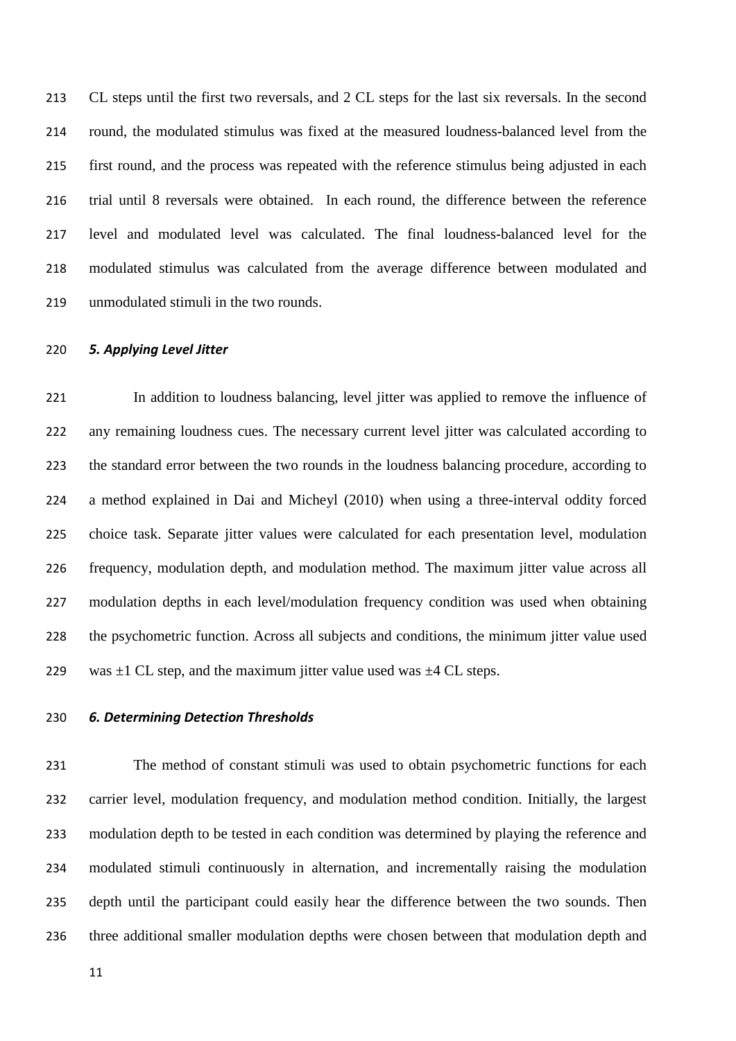CL steps until the first two reversals, and 2 CL steps for the last six reversals. In the second round, the modulated stimulus was fixed at the measured loudness-balanced level from the first round, and the process was repeated with the reference stimulus being adjusted in each trial until 8 reversals were obtained. In each round, the difference between the reference level and modulated level was calculated. The final loudness-balanced level for the modulated stimulus was calculated from the average difference between modulated and unmodulated stimuli in the two rounds.

### *5. Applying Level Jitter*

In addition to loudness balancing, level jitter was applied to remove the influence of any remaining loudness cues. The necessary current level jitter was calculated according to the standard error between the two rounds in the loudness balancing procedure, according to a method explained in Dai and Micheyl (2010) when using a three-interval oddity forced choice task. Separate jitter values were calculated for each presentation level, modulation frequency, modulation depth, and modulation method. The maximum jitter value across all modulation depths in each level/modulation frequency condition was used when obtaining the psychometric function. Across all subjects and conditions, the minimum jitter value used was ±1 CL step, and the maximum jitter value used was ±4 CL steps.

### *6. Determining Detection Thresholds*

The method of constant stimuli was used to obtain psychometric functions for each carrier level, modulation frequency, and modulation method condition. Initially, the largest modulation depth to be tested in each condition was determined by playing the reference and modulated stimuli continuously in alternation, and incrementally raising the modulation depth until the participant could easily hear the difference between the two sounds. Then three additional smaller modulation depths were chosen between that modulation depth and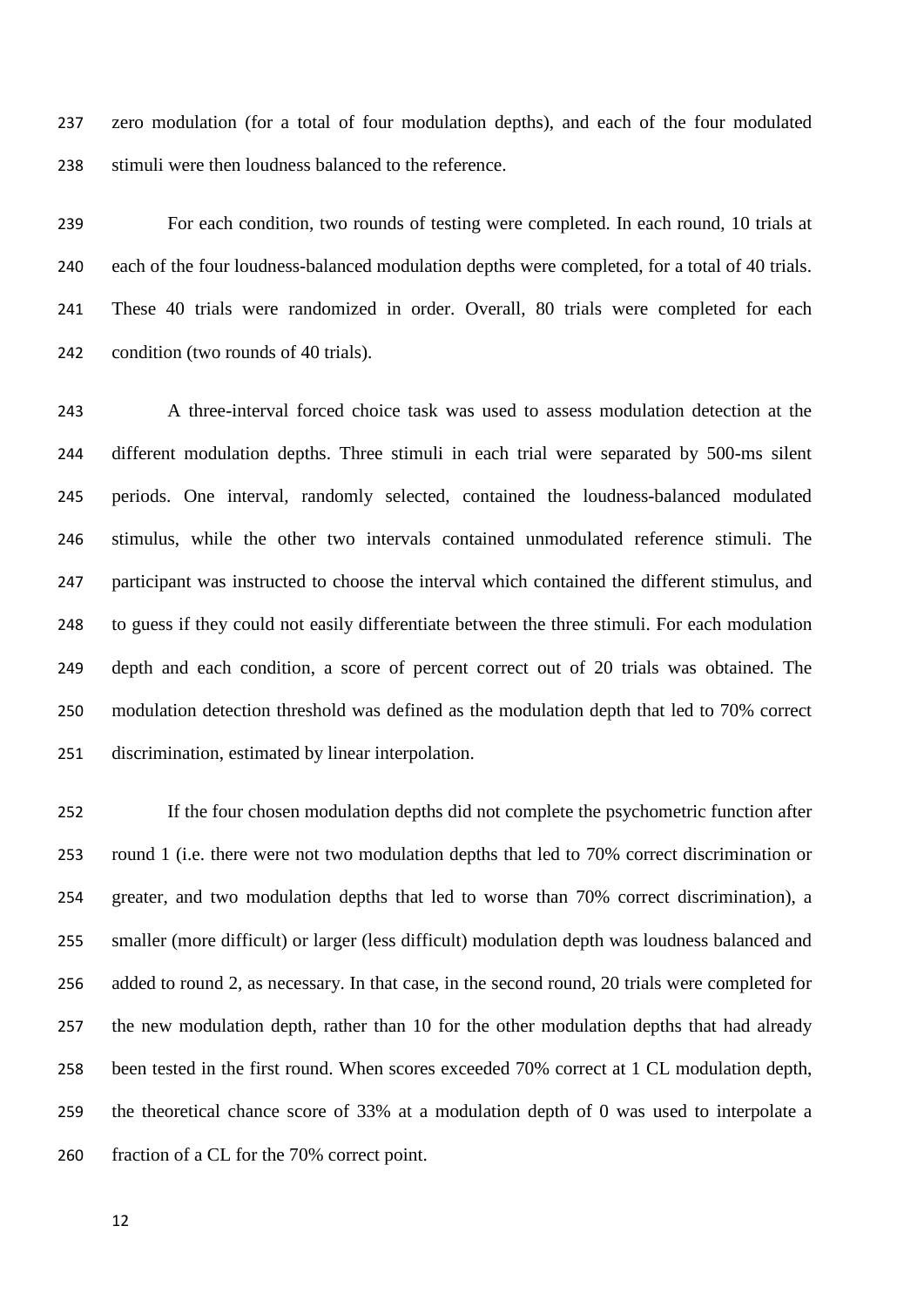zero modulation (for a total of four modulation depths), and each of the four modulated stimuli were then loudness balanced to the reference.

For each condition, two rounds of testing were completed. In each round, 10 trials at each of the four loudness-balanced modulation depths were completed, for a total of 40 trials. These 40 trials were randomized in order. Overall, 80 trials were completed for each condition (two rounds of 40 trials).

A three-interval forced choice task was used to assess modulation detection at the different modulation depths. Three stimuli in each trial were separated by 500-ms silent periods. One interval, randomly selected, contained the loudness-balanced modulated stimulus, while the other two intervals contained unmodulated reference stimuli. The participant was instructed to choose the interval which contained the different stimulus, and to guess if they could not easily differentiate between the three stimuli. For each modulation depth and each condition, a score of percent correct out of 20 trials was obtained. The modulation detection threshold was defined as the modulation depth that led to 70% correct discrimination, estimated by linear interpolation.

If the four chosen modulation depths did not complete the psychometric function after round 1 (i.e. there were not two modulation depths that led to 70% correct discrimination or greater, and two modulation depths that led to worse than 70% correct discrimination), a smaller (more difficult) or larger (less difficult) modulation depth was loudness balanced and added to round 2, as necessary. In that case, in the second round, 20 trials were completed for the new modulation depth, rather than 10 for the other modulation depths that had already been tested in the first round. When scores exceeded 70% correct at 1 CL modulation depth, the theoretical chance score of 33% at a modulation depth of 0 was used to interpolate a fraction of a CL for the 70% correct point.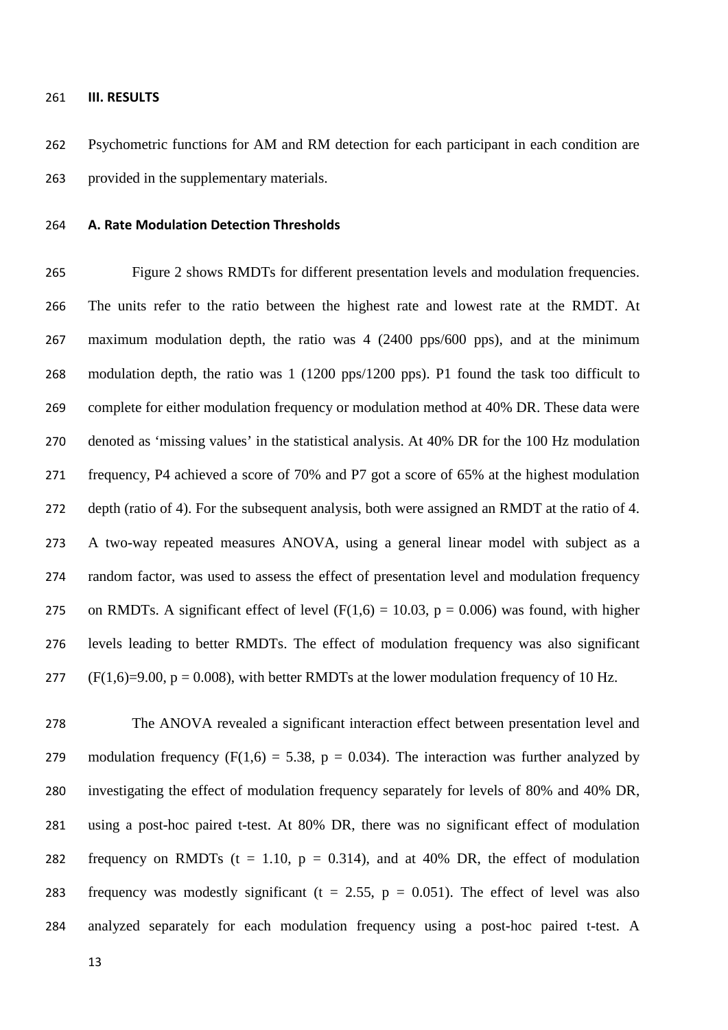## III. RESULTS

Psychometric functions for AM and RM detection for each participant in each condition are provided in the supplementary materials.

### A. Rate Modulation Detection Thresholds

Figure 2 shows RMDTs for different presentation levels and modulation frequencies. The units refer to the ratio between the highest rate and lowest rate at the RMDT. At maximum modulation depth, the ratio was 4 (2400 pps/600 pps), and at the minimum modulation depth, the ratio was 1 (1200 pps/1200 pps). P1 found the task too difficult to complete for either modulation frequency or modulation method at 40% DR. These data were denoted as 'missing values' in the statistical analysis. At 40% DR for the 100 Hz modulation frequency, P4 achieved a score of 70% and P7 got a score of 65% at the highest modulation depth (ratio of 4). For the subsequent analysis, both were assigned an RMDT at the ratio of 4. A two-way repeated measures ANOVA, using a general linear model with subject as a random factor, was used to assess the effect of presentation level and modulation frequency on RMDTs. A significant effect of level ($F(1,6) = 10.03$, $p = 0.006$) was found, with higher levels leading to better RMDTs. The effect of modulation frequency was also significant ($F(1,6)=9.00$, $p = 0.008$), with better RMDTs at the lower modulation frequency of 10 Hz.

The ANOVA revealed a significant interaction effect between presentation level and modulation frequency ($F(1,6) = 5.38$, $p = 0.034$). The interaction was further analyzed by investigating the effect of modulation frequency separately for levels of 80% and 40% DR, using a post-hoc paired t-test. At 80% DR, there was no significant effect of modulation frequency on RMDTs ($t = 1.10$, $p = 0.314$), and at 40% DR, the effect of modulation frequency was modestly significant ($t = 2.55$, $p = 0.051$). The effect of level was also analyzed separately for each modulation frequency using a post-hoc paired t-test. A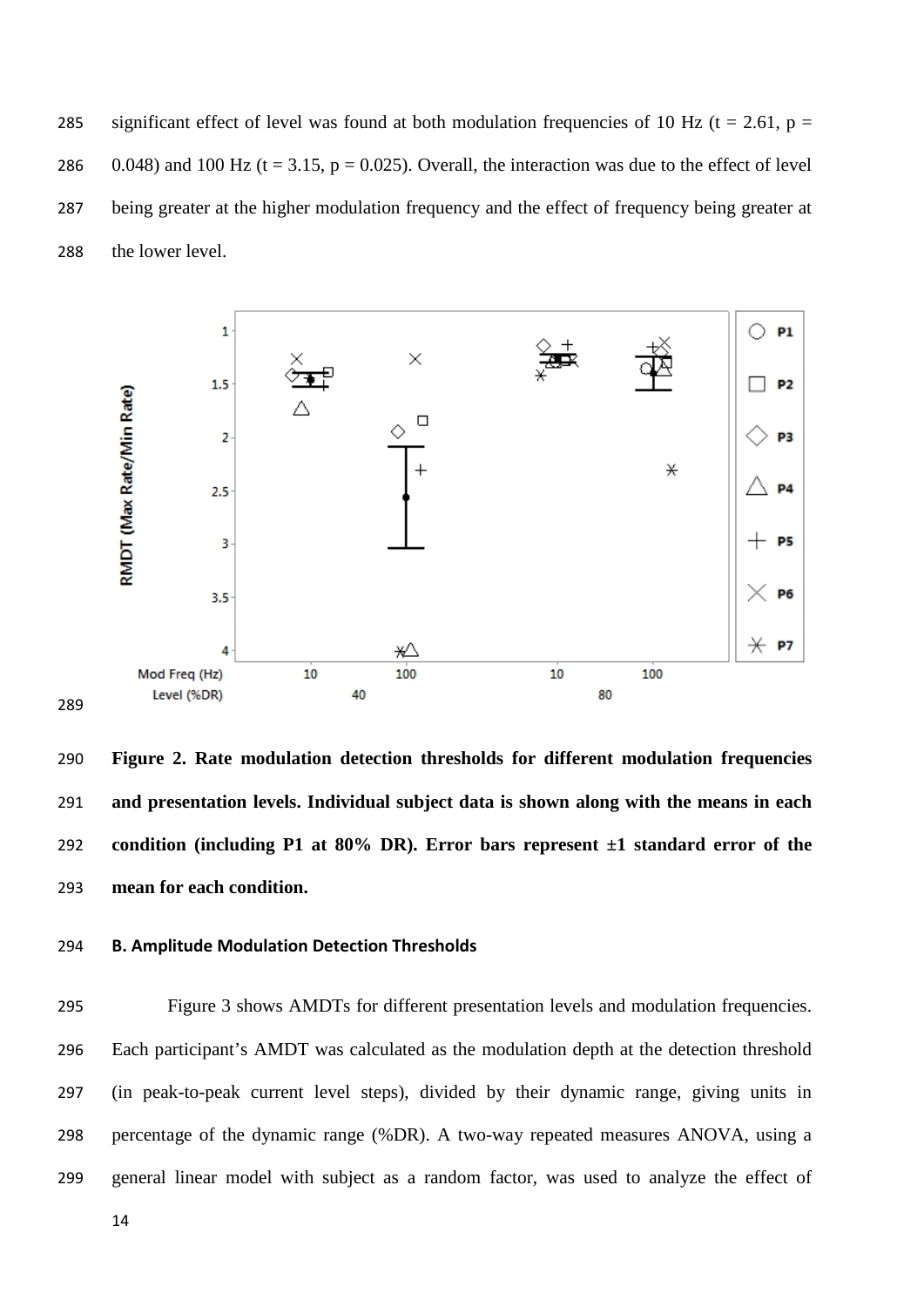significant effect of level was found at both modulation frequencies of 10 Hz ($t = 2.61$, $p = 0.048$) and 100 Hz ($t = 3.15$, $p = 0.025$). Overall, the interaction was due to the effect of level being greater at the higher modulation frequency and the effect of frequency being greater at the lower level.

**Figure 2. Rate modulation detection thresholds for different modulation frequencies and presentation levels. Individual subject data is shown along with the means in each condition (including P1 at 80% DR). Error bars represent ±1 standard error of the mean for each condition.**

#### B. Amplitude Modulation Detection Thresholds

Figure 3 shows AMDTs for different presentation levels and modulation frequencies. Each participant's AMDT was calculated as the modulation depth at the detection threshold (in peak-to-peak current level steps), divided by their dynamic range, giving units in percentage of the dynamic range (%DR). A two-way repeated measures ANOVA, using a general linear model with subject as a random factor, was used to analyze the effect of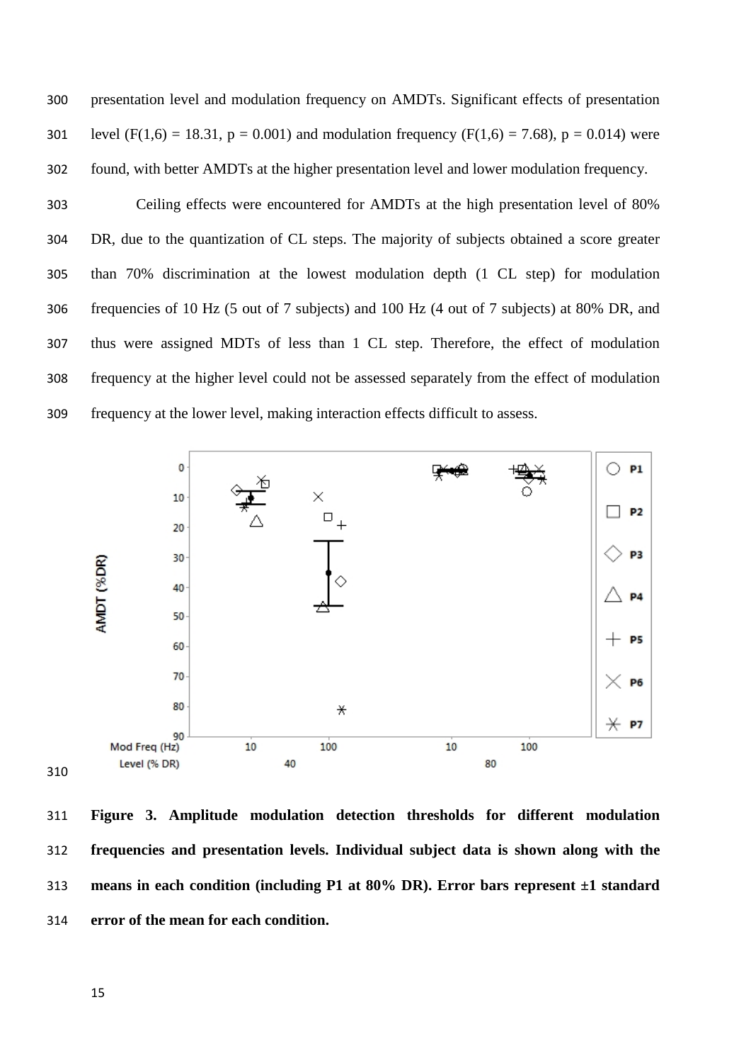presentation level and modulation frequency on AMDTs. Significant effects of presentation level ($F(1,6) = 18.31$, $p = 0.001$) and modulation frequency ($F(1,6) = 7.68$), $p = 0.014$) were found, with better AMDTs at the higher presentation level and lower modulation frequency.

Ceiling effects were encountered for AMDTs at the high presentation level of 80% DR, due to the quantization of CL steps. The majority of subjects obtained a score greater than 70% discrimination at the lowest modulation depth (1 CL step) for modulation frequencies of 10 Hz (5 out of 7 subjects) and 100 Hz (4 out of 7 subjects) at 80% DR, and thus were assigned MDTs of less than 1 CL step. Therefore, the effect of modulation frequency at the higher level could not be assessed separately from the effect of modulation frequency at the lower level, making interaction effects difficult to assess.

**Figure 3. Amplitude modulation detection thresholds for different modulation frequencies and presentation levels. Individual subject data is shown along with the means in each condition (including P1 at 80% DR). Error bars represent ±1 standard error of the mean for each condition.**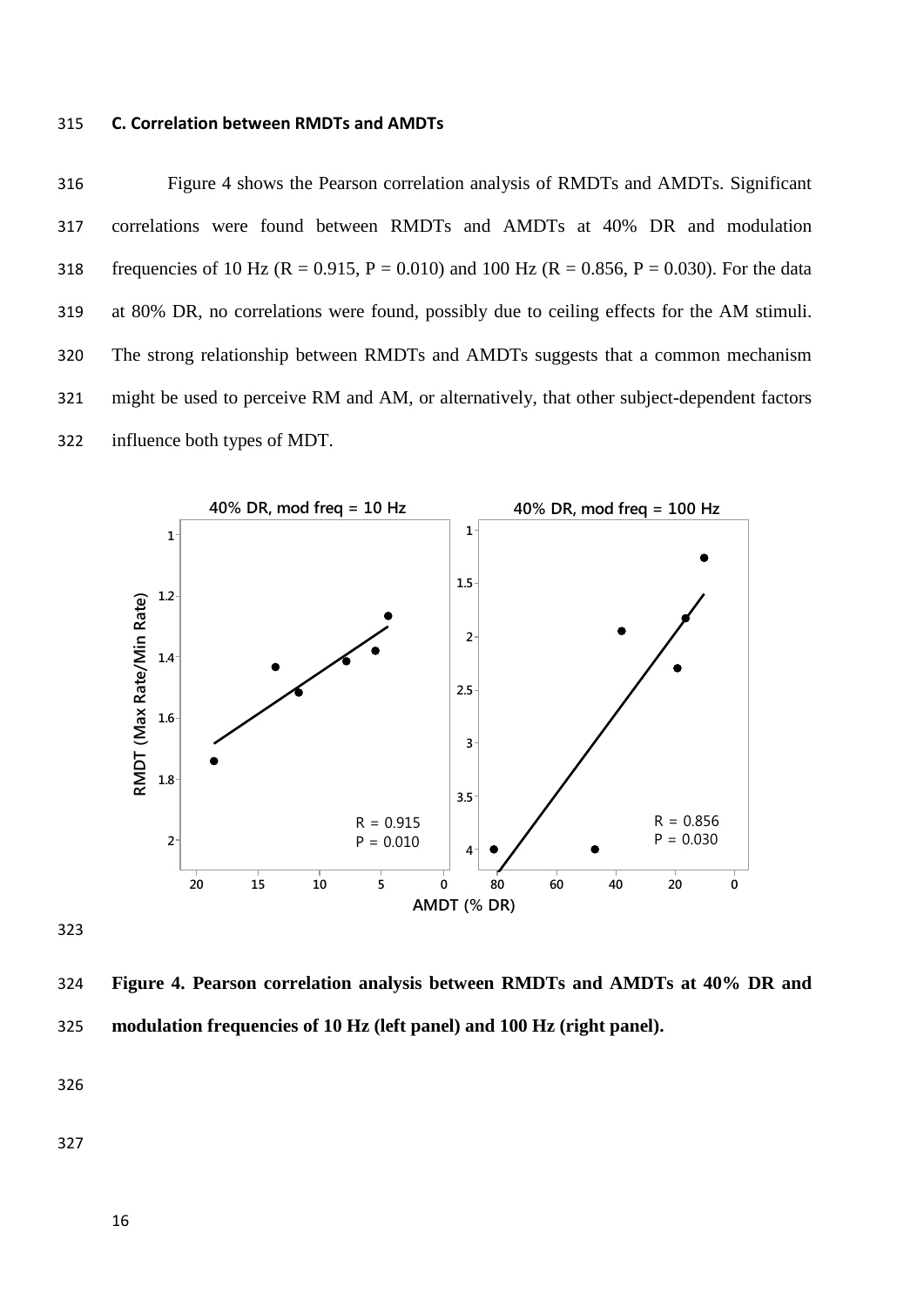### C. Correlation between RMDTs and AMDTs

Figure 4 shows the Pearson correlation analysis of RMDTs and AMDTs. Significant correlations were found between RMDTs and AMDTs at 40% DR and modulation frequencies of 10 Hz (R = 0.915, P = 0.010) and 100 Hz (R = 0.856, P = 0.030). For the data at 80% DR, no correlations were found, possibly due to ceiling effects for the AM stimuli. The strong relationship between RMDTs and AMDTs suggests that a common mechanism might be used to perceive RM and AM, or alternatively, that other subject-dependent factors influence both types of MDT.

**Figure 4. Pearson correlation analysis between RMDTs and AMDTs at 40% DR and modulation frequencies of 10 Hz (left panel) and 100 Hz (right panel).**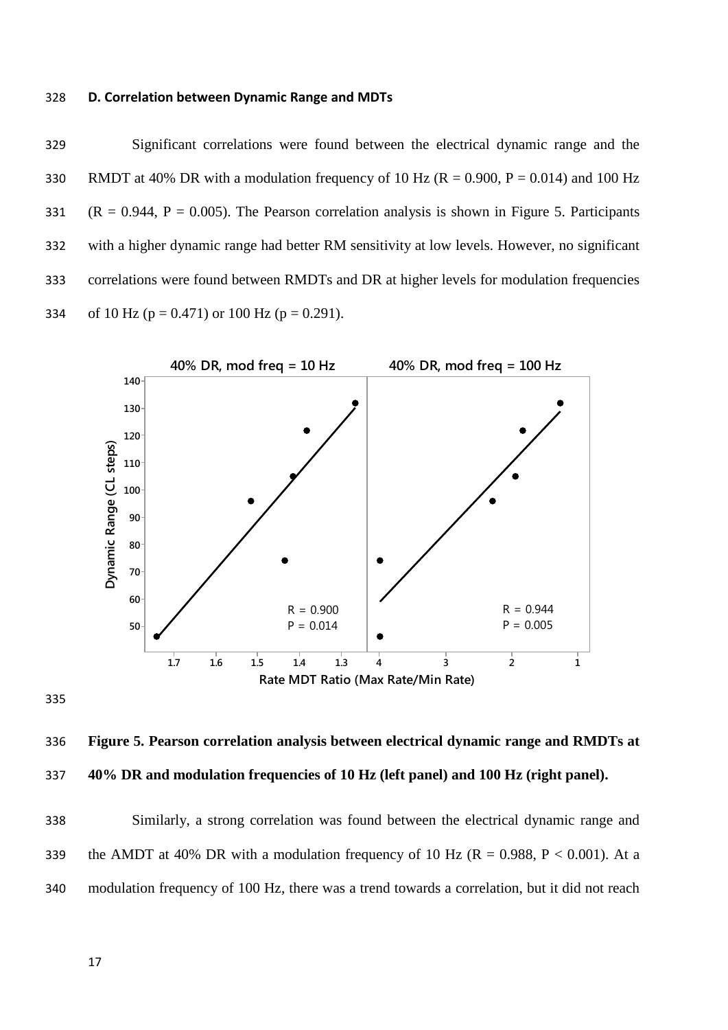### D. Correlation between Dynamic Range and MDTs

Significant correlations were found between the electrical dynamic range and the RMDT at 40% DR with a modulation frequency of 10 Hz ($R = 0.900$, $P = 0.014$) and 100 Hz ($R = 0.944$, $P = 0.005$). The Pearson correlation analysis is shown in Figure 5. Participants with a higher dynamic range had better RM sensitivity at low levels. However, no significant correlations were found between RMDTs and DR at higher levels for modulation frequencies of 10 Hz ($p = 0.471$) or 100 Hz ($p = 0.291$).

**Figure 5. Pearson correlation analysis between electrical dynamic range and RMDTs at 40% DR and modulation frequencies of 10 Hz (left panel) and 100 Hz (right panel).**

Similarly, a strong correlation was found between the electrical dynamic range and the AMDT at 40% DR with a modulation frequency of 10 Hz ($R = 0.988$, $P < 0.001$). At a modulation frequency of 100 Hz, there was a trend towards a correlation, but it did not reach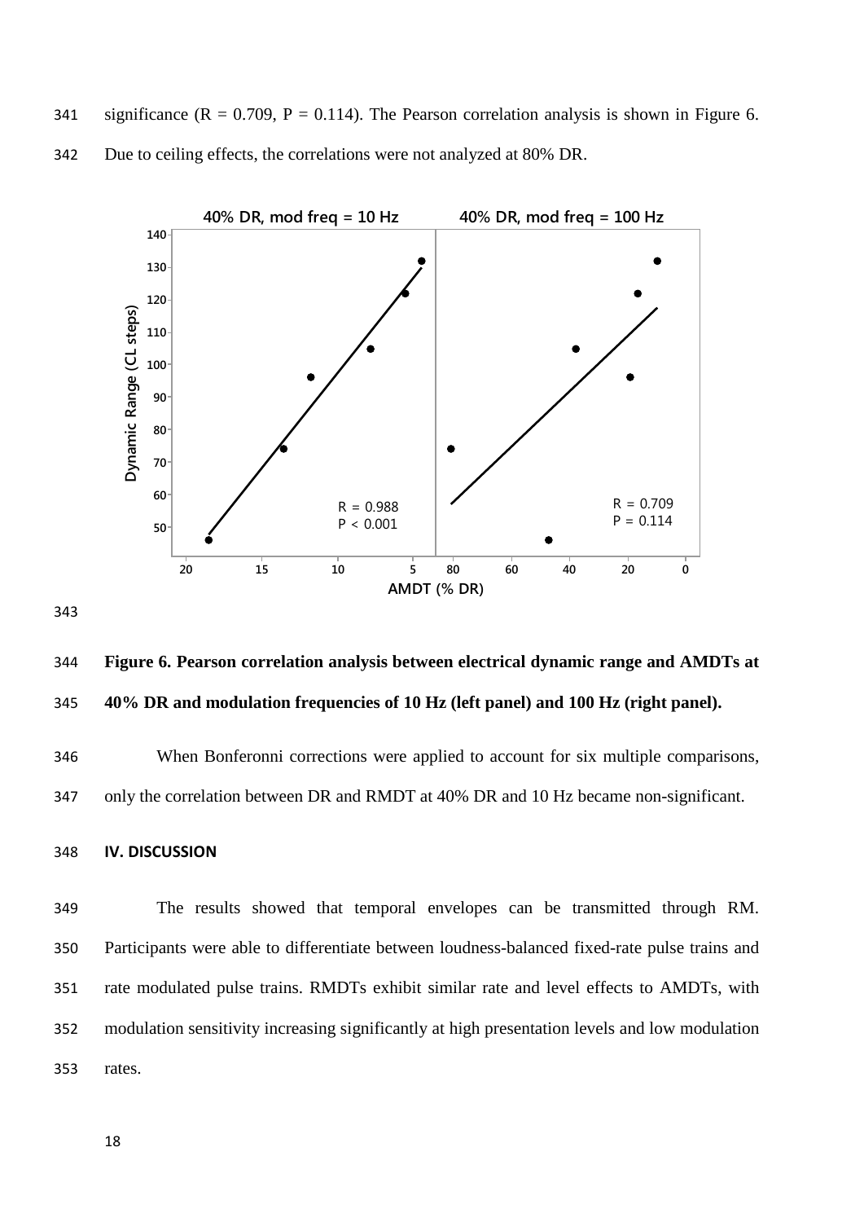significance ($R = 0.709$, $P = 0.114$). The Pearson correlation analysis is shown in Figure 6. Due to ceiling effects, the correlations were not analyzed at 80% DR.

**Figure 6. Pearson correlation analysis between electrical dynamic range and AMDTs at 40% DR and modulation frequencies of 10 Hz (left panel) and 100 Hz (right panel).**

When Bonferonni corrections were applied to account for six multiple comparisons, only the correlation between DR and RMDT at 40% DR and 10 Hz became non-significant.

## IV. DISCUSSION

The results showed that temporal envelopes can be transmitted through RM. Participants were able to differentiate between loudness-balanced fixed-rate pulse trains and rate modulated pulse trains. RMDTs exhibit similar rate and level effects to AMDTs, with modulation sensitivity increasing significantly at high presentation levels and low modulation rates.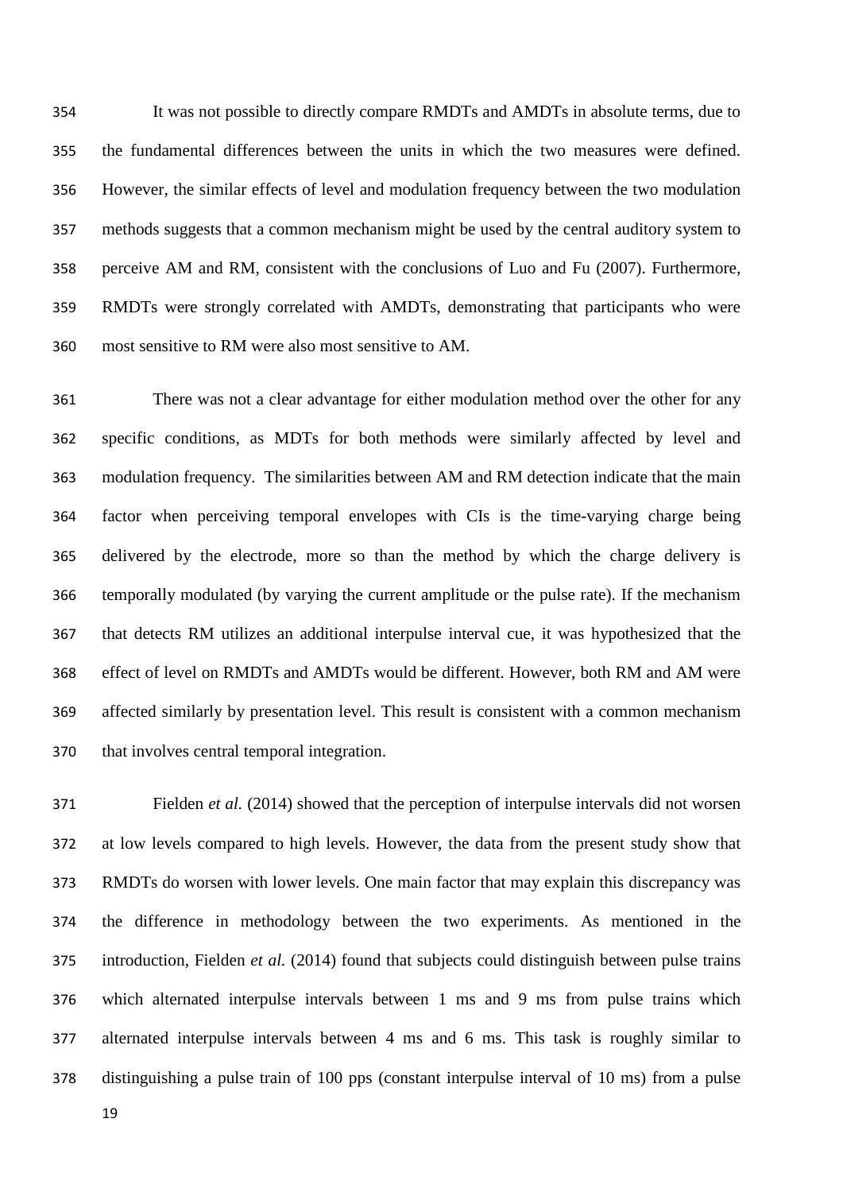It was not possible to directly compare RMDTs and AMDTs in absolute terms, due to the fundamental differences between the units in which the two measures were defined. However, the similar effects of level and modulation frequency between the two modulation methods suggests that a common mechanism might be used by the central auditory system to perceive AM and RM, consistent with the conclusions of Luo and Fu (2007). Furthermore, RMDTs were strongly correlated with AMDTs, demonstrating that participants who were most sensitive to RM were also most sensitive to AM.

There was not a clear advantage for either modulation method over the other for any specific conditions, as MDTs for both methods were similarly affected by level and modulation frequency. The similarities between AM and RM detection indicate that the main factor when perceiving temporal envelopes with CIs is the time-varying charge being delivered by the electrode, more so than the method by which the charge delivery is temporally modulated (by varying the current amplitude or the pulse rate). If the mechanism that detects RM utilizes an additional interpulse interval cue, it was hypothesized that the effect of level on RMDTs and AMDTs would be different. However, both RM and AM were affected similarly by presentation level. This result is consistent with a common mechanism that involves central temporal integration.

Fielden *et al.* (2014) showed that the perception of interpulse intervals did not worsen at low levels compared to high levels. However, the data from the present study show that RMDTs do worsen with lower levels. One main factor that may explain this discrepancy was the difference in methodology between the two experiments. As mentioned in the introduction, Fielden *et al.* (2014) found that subjects could distinguish between pulse trains which alternated interpulse intervals between 1 ms and 9 ms from pulse trains which alternated interpulse intervals between 4 ms and 6 ms. This task is roughly similar to distinguishing a pulse train of 100 pps (constant interpulse interval of 10 ms) from a pulse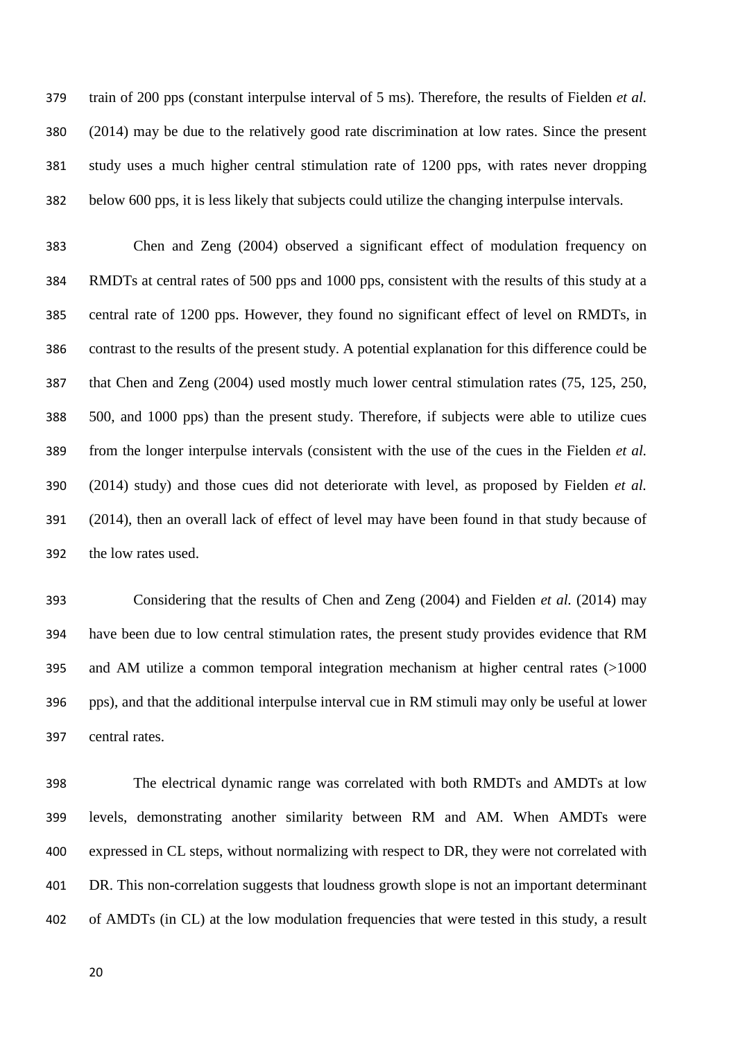train of 200 pps (constant interpulse interval of 5 ms). Therefore, the results of Fielden *et al.* (2014) may be due to the relatively good rate discrimination at low rates. Since the present study uses a much higher central stimulation rate of 1200 pps, with rates never dropping below 600 pps, it is less likely that subjects could utilize the changing interpulse intervals.

Chen and Zeng (2004) observed a significant effect of modulation frequency on RMDTs at central rates of 500 pps and 1000 pps, consistent with the results of this study at a central rate of 1200 pps. However, they found no significant effect of level on RMDTs, in contrast to the results of the present study. A potential explanation for this difference could be that Chen and Zeng (2004) used mostly much lower central stimulation rates (75, 125, 250, 500, and 1000 pps) than the present study. Therefore, if subjects were able to utilize cues from the longer interpulse intervals (consistent with the use of the cues in the Fielden *et al.* (2014) study) and those cues did not deteriorate with level, as proposed by Fielden *et al.* (2014), then an overall lack of effect of level may have been found in that study because of the low rates used.

Considering that the results of Chen and Zeng (2004) and Fielden *et al.* (2014) may have been due to low central stimulation rates, the present study provides evidence that RM and AM utilize a common temporal integration mechanism at higher central rates (>1000 pps), and that the additional interpulse interval cue in RM stimuli may only be useful at lower central rates.

The electrical dynamic range was correlated with both RMDTs and AMDTs at low levels, demonstrating another similarity between RM and AM. When AMDTs were expressed in CL steps, without normalizing with respect to DR, they were not correlated with DR. This non-correlation suggests that loudness growth slope is not an important determinant of AMDTs (in CL) at the low modulation frequencies that were tested in this study, a result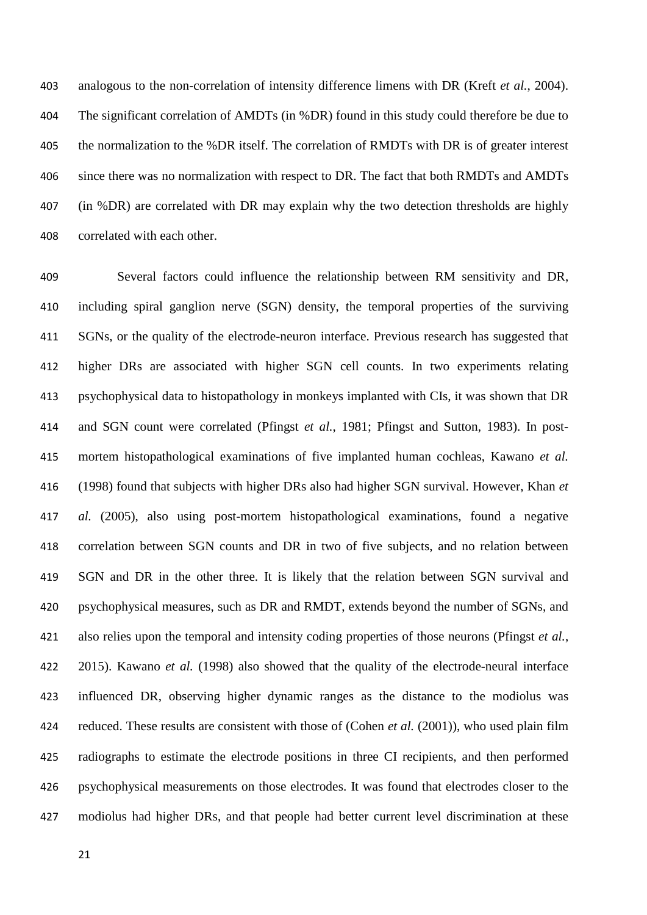analogous to the non-correlation of intensity difference limens with DR (Kreft *et al.*, 2004). The significant correlation of AMDTs (in %DR) found in this study could therefore be due to the normalization to the %DR itself. The correlation of RMDTs with DR is of greater interest since there was no normalization with respect to DR. The fact that both RMDTs and AMDTs (in %DR) are correlated with DR may explain why the two detection thresholds are highly correlated with each other.

Several factors could influence the relationship between RM sensitivity and DR, including spiral ganglion nerve (SGN) density, the temporal properties of the surviving SGNs, or the quality of the electrode-neuron interface. Previous research has suggested that higher DRs are associated with higher SGN cell counts. In two experiments relating psychophysical data to histopathology in monkeys implanted with CIs, it was shown that DR and SGN count were correlated (Pfingst *et al.*, 1981; Pfingst and Sutton, 1983). In post-mortem histopathological examinations of five implanted human cochleas, Kawano *et al.* (1998) found that subjects with higher DRs also had higher SGN survival. However, Khan *et al.* (2005), also using post-mortem histopathological examinations, found a negative correlation between SGN counts and DR in two of five subjects, and no relation between SGN and DR in the other three. It is likely that the relation between SGN survival and psychophysical measures, such as DR and RMDT, extends beyond the number of SGNs, and also relies upon the temporal and intensity coding properties of those neurons (Pfingst *et al.*, 2015). Kawano *et al.* (1998) also showed that the quality of the electrode-neural interface influenced DR, observing higher dynamic ranges as the distance to the modiolus was reduced. These results are consistent with those of (Cohen *et al.* (2001)), who used plain film radiographs to estimate the electrode positions in three CI recipients, and then performed psychophysical measurements on those electrodes. It was found that electrodes closer to the modiolus had higher DRs, and that people had better current level discrimination at these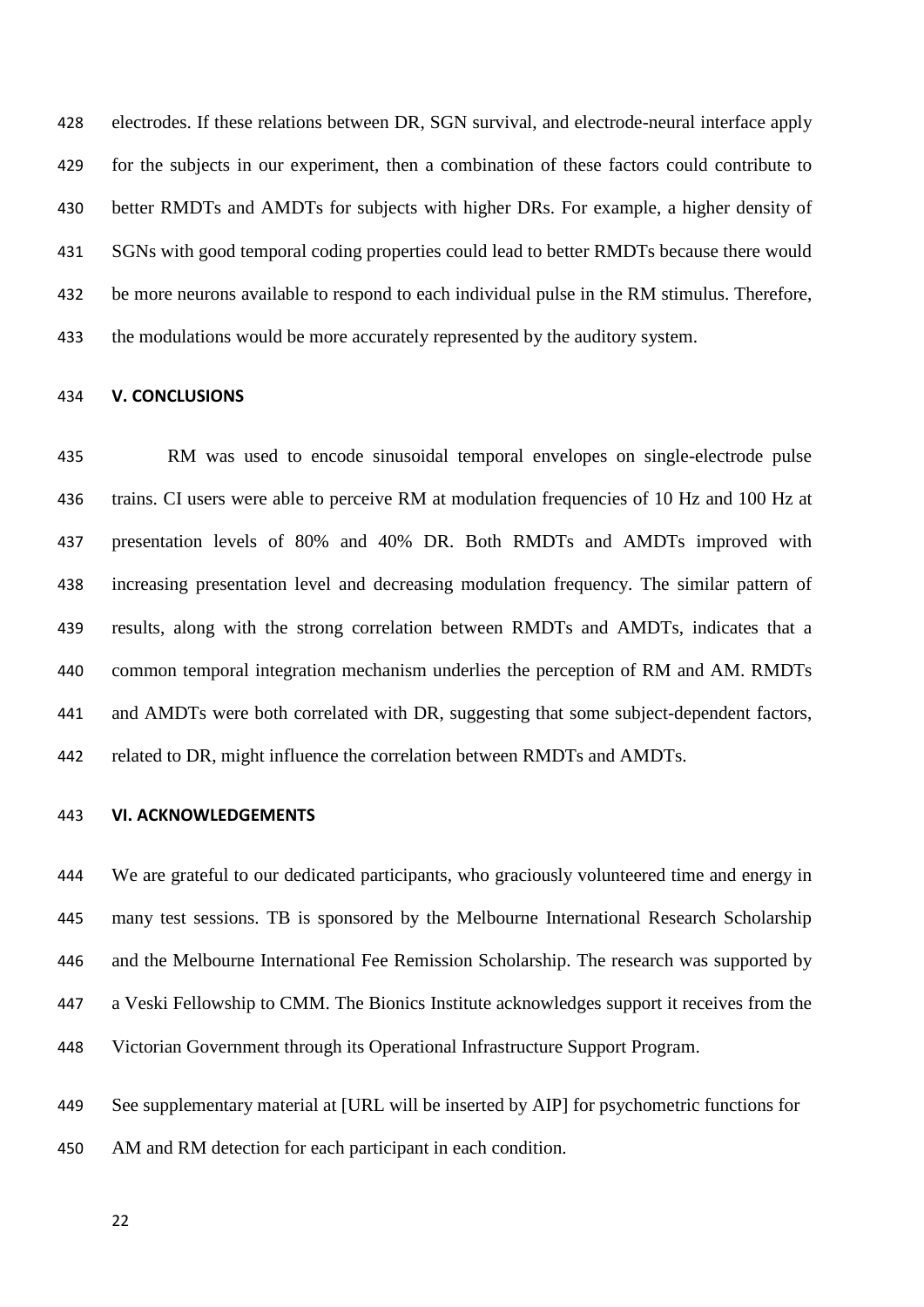electrodes. If these relations between DR, SGN survival, and electrode-neural interface apply for the subjects in our experiment, then a combination of these factors could contribute to better RMDTs and AMDTs for subjects with higher DRs. For example, a higher density of SGNs with good temporal coding properties could lead to better RMDTs because there would be more neurons available to respond to each individual pulse in the RM stimulus. Therefore, the modulations would be more accurately represented by the auditory system.

## V. CONCLUSIONS

RM was used to encode sinusoidal temporal envelopes on single-electrode pulse trains. CI users were able to perceive RM at modulation frequencies of 10 Hz and 100 Hz at presentation levels of 80% and 40% DR. Both RMDTs and AMDTs improved with increasing presentation level and decreasing modulation frequency. The similar pattern of results, along with the strong correlation between RMDTs and AMDTs, indicates that a common temporal integration mechanism underlies the perception of RM and AM. RMDTs and AMDTs were both correlated with DR, suggesting that some subject-dependent factors, related to DR, might influence the correlation between RMDTs and AMDTs.

## VI. ACKNOWLEDGEMENTS

We are grateful to our dedicated participants, who graciously volunteered time and energy in many test sessions. TB is sponsored by the Melbourne International Research Scholarship and the Melbourne International Fee Remission Scholarship. The research was supported by a Veski Fellowship to CMM. The Bionics Institute acknowledges support it receives from the Victorian Government through its Operational Infrastructure Support Program.

See supplementary material at [URL will be inserted by AIP] for psychometric functions for AM and RM detection for each participant in each condition.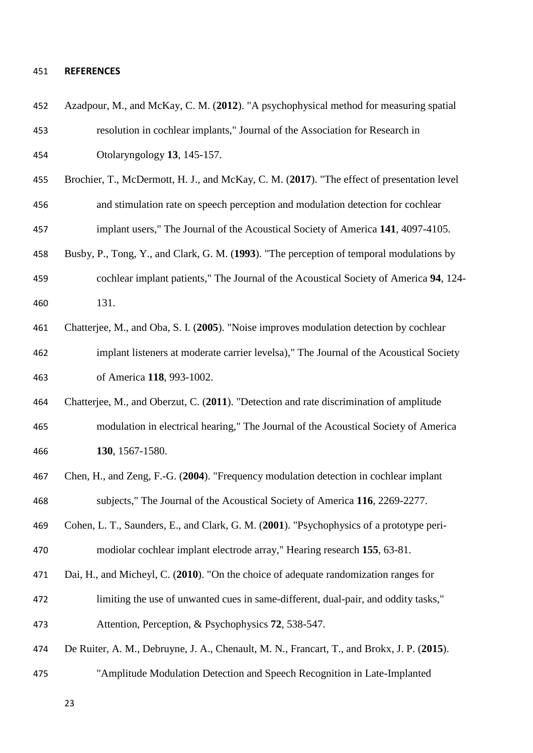## REFERENCES

Azadpour, M., and McKay, C. M. (**2012**). "A psychophysical method for measuring spatial resolution in cochlear implants," Journal of the Association for Research in Otolaryngology **13**, 145-157.

Brochier, T., McDermott, H. J., and McKay, C. M. (**2017**). "The effect of presentation level and stimulation rate on speech perception and modulation detection for cochlear implant users," The Journal of the Acoustical Society of America **141**, 4097-4105.

Busby, P., Tong, Y., and Clark, G. M. (**1993**). "The perception of temporal modulations by cochlear implant patients," The Journal of the Acoustical Society of America **94**, 124-131.

Chatterjee, M., and Oba, S. I. (**2005**). "Noise improves modulation detection by cochlear implant listeners at moderate carrier levelsa)," The Journal of the Acoustical Society of America **118**, 993-1002.

Chatterjee, M., and Oberzut, C. (**2011**). "Detection and rate discrimination of amplitude modulation in electrical hearing," The Journal of the Acoustical Society of America **130**, 1567-1580.

Chen, H., and Zeng, F.-G. (**2004**). "Frequency modulation detection in cochlear implant subjects," The Journal of the Acoustical Society of America **116**, 2269-2277.

Cohen, L. T., Saunders, E., and Clark, G. M. (**2001**). "Psychophysics of a prototype peri-modiolar cochlear implant electrode array," Hearing research **155**, 63-81.

Dai, H., and Micheyl, C. (**2010**). "On the choice of adequate randomization ranges for limiting the use of unwanted cues in same-different, dual-pair, and oddity tasks," Attention, Perception, & Psychophysics **72**, 538-547.

De Ruiter, A. M., Debruyne, J. A., Chenault, M. N., Francart, T., and Brokx, J. P. (**2015**). "Amplitude Modulation Detection and Speech Recognition in Late-Implanted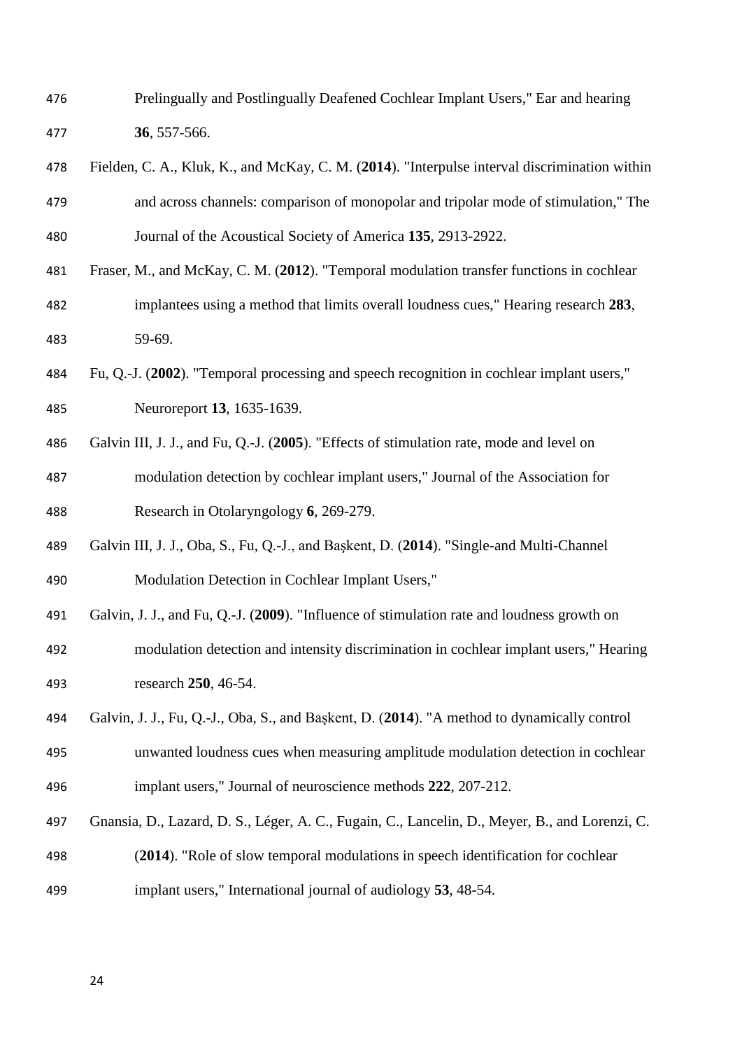Prelingually and Postlingually Deafened Cochlear Implant Users," Ear and hearing **36**, 557-566.

Fielden, C. A., Kluk, K., and McKay, C. M. (**2014**). "Interpulse interval discrimination within and across channels: comparison of monopolar and tripolar mode of stimulation," The Journal of the Acoustical Society of America **135**, 2913-2922.

Fraser, M., and McKay, C. M. (**2012**). "Temporal modulation transfer functions in cochlear implantees using a method that limits overall loudness cues," Hearing research **283**, 59-69.

Fu, Q.-J. (**2002**). "Temporal processing and speech recognition in cochlear implant users," Neuroreport **13**, 1635-1639.

Galvin III, J. J., and Fu, Q.-J. (**2005**). "Effects of stimulation rate, mode and level on modulation detection by cochlear implant users," Journal of the Association for Research in Otolaryngology **6**, 269-279.

Galvin III, J. J., Oba, S., Fu, Q.-J., and Başkent, D. (**2014**). "Single-and Multi-Channel Modulation Detection in Cochlear Implant Users,"

Galvin, J. J., and Fu, Q.-J. (**2009**). "Influence of stimulation rate and loudness growth on modulation detection and intensity discrimination in cochlear implant users," Hearing research **250**, 46-54.

Galvin, J. J., Fu, Q.-J., Oba, S., and Başkent, D. (**2014**). "A method to dynamically control unwanted loudness cues when measuring amplitude modulation detection in cochlear implant users," Journal of neuroscience methods **222**, 207-212.

Gnansia, D., Lazard, D. S., Léger, A. C., Fugain, C., Lancelin, D., Meyer, B., and Lorenzi, C. (**2014**). "Role of slow temporal modulations in speech identification for cochlear implant users," International journal of audiology **53**, 48-54.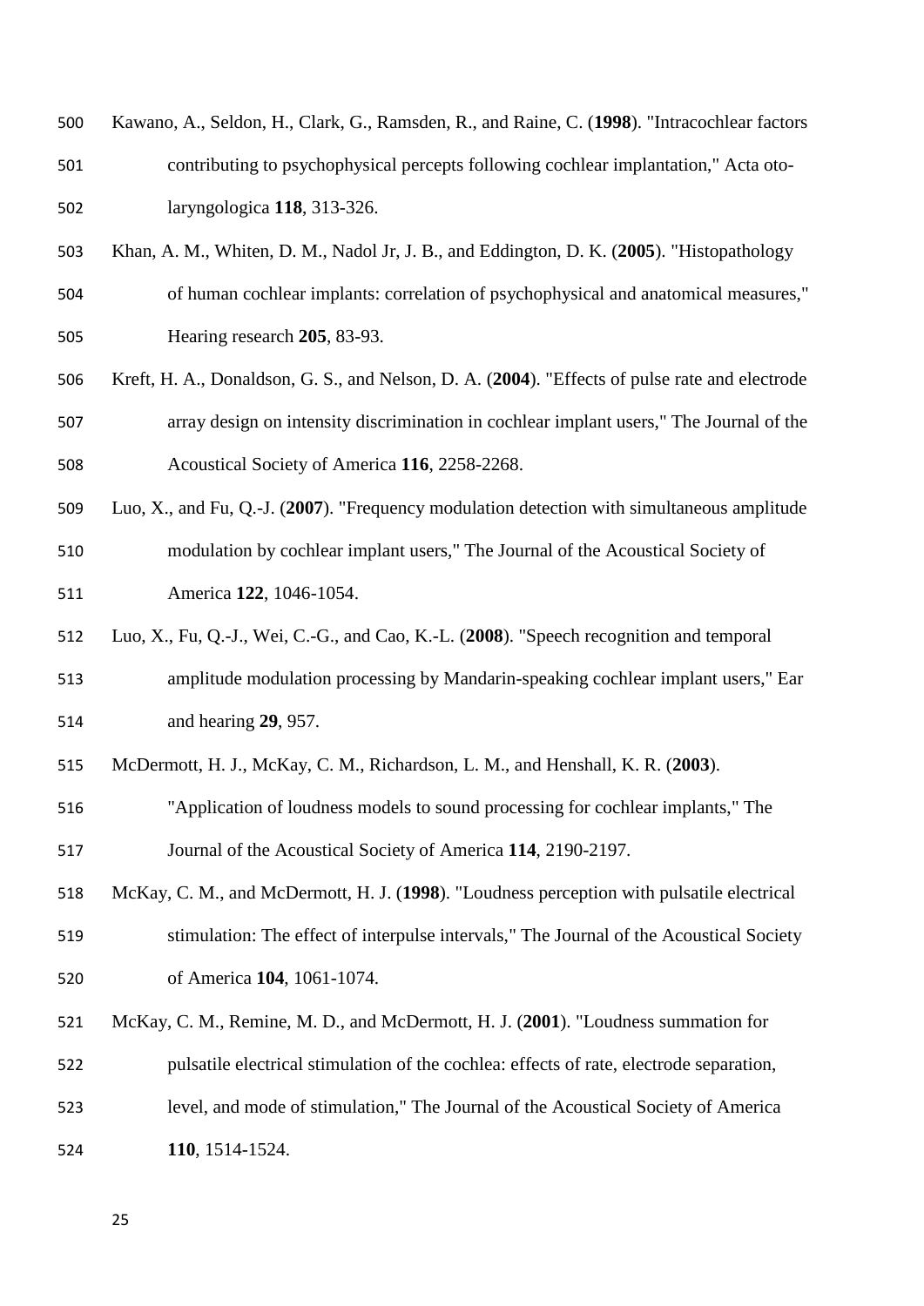Kawano, A., Seldon, H., Clark, G., Ramsden, R., and Raine, C. (**1998**). "Intracochlear factors contributing to psychophysical percepts following cochlear implantation," Acta oto-laryngologica **118**, 313-326.

Khan, A. M., Whiten, D. M., Nadol Jr, J. B., and Eddington, D. K. (**2005**). "Histopathology of human cochlear implants: correlation of psychophysical and anatomical measures," Hearing research **205**, 83-93.

Kreft, H. A., Donaldson, G. S., and Nelson, D. A. (**2004**). "Effects of pulse rate and electrode array design on intensity discrimination in cochlear implant users," The Journal of the Acoustical Society of America **116**, 2258-2268.

Luo, X., and Fu, Q.-J. (**2007**). "Frequency modulation detection with simultaneous amplitude modulation by cochlear implant users," The Journal of the Acoustical Society of America **122**, 1046-1054.

Luo, X., Fu, Q.-J., Wei, C.-G., and Cao, K.-L. (**2008**). "Speech recognition and temporal amplitude modulation processing by Mandarin-speaking cochlear implant users," Ear and hearing **29**, 957.

McDermott, H. J., McKay, C. M., Richardson, L. M., and Henshall, K. R. (**2003**). "Application of loudness models to sound processing for cochlear implants," The Journal of the Acoustical Society of America **114**, 2190-2197.

McKay, C. M., and McDermott, H. J. (**1998**). "Loudness perception with pulsatile electrical stimulation: The effect of interpulse intervals," The Journal of the Acoustical Society of America **104**, 1061-1074.

McKay, C. M., Remine, M. D., and McDermott, H. J. (**2001**). "Loudness summation for pulsatile electrical stimulation of the cochlea: effects of rate, electrode separation, level, and mode of stimulation," The Journal of the Acoustical Society of America **110**, 1514-1524.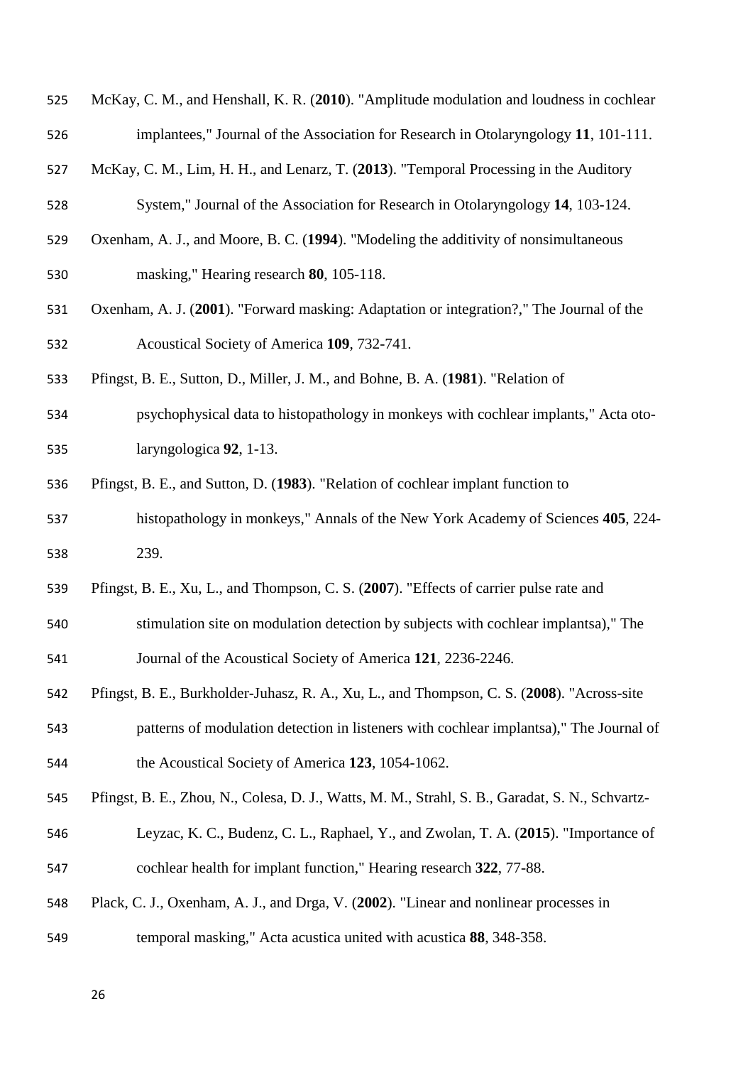McKay, C. M., and Henshall, K. R. (**2010**). "Amplitude modulation and loudness in cochlear implantees," Journal of the Association for Research in Otolaryngology **11**, 101-111.

McKay, C. M., Lim, H. H., and Lenarz, T. (**2013**). "Temporal Processing in the Auditory System," Journal of the Association for Research in Otolaryngology **14**, 103-124.

Oxenham, A. J., and Moore, B. C. (**1994**). "Modeling the additivity of nonsimultaneous masking," Hearing research **80**, 105-118.

Oxenham, A. J. (**2001**). "Forward masking: Adaptation or integration?," The Journal of the Acoustical Society of America **109**, 732-741.

Pfingst, B. E., Sutton, D., Miller, J. M., and Bohne, B. A. (**1981**). "Relation of psychophysical data to histopathology in monkeys with cochlear implants," Acta oto-laryngologica **92**, 1-13.

Pfingst, B. E., and Sutton, D. (**1983**). "Relation of cochlear implant function to histopathology in monkeys," Annals of the New York Academy of Sciences **405**, 224-239.

Pfingst, B. E., Xu, L., and Thompson, C. S. (**2007**). "Effects of carrier pulse rate and stimulation site on modulation detection by subjects with cochlear implantsa)," The Journal of the Acoustical Society of America **121**, 2236-2246.

Pfingst, B. E., Burkholder-Juhasz, R. A., Xu, L., and Thompson, C. S. (**2008**). "Across-site patterns of modulation detection in listeners with cochlear implantsa)," The Journal of the Acoustical Society of America **123**, 1054-1062.

Pfingst, B. E., Zhou, N., Colesa, D. J., Watts, M. M., Strahl, S. B., Garadat, S. N., Schvartz-Leyzac, K. C., Budenz, C. L., Raphael, Y., and Zwolan, T. A. (**2015**). "Importance of cochlear health for implant function," Hearing research **322**, 77-88.

Plack, C. J., Oxenham, A. J., and Drga, V. (**2002**). "Linear and nonlinear processes in temporal masking," Acta acustica united with acustica **88**, 348-358.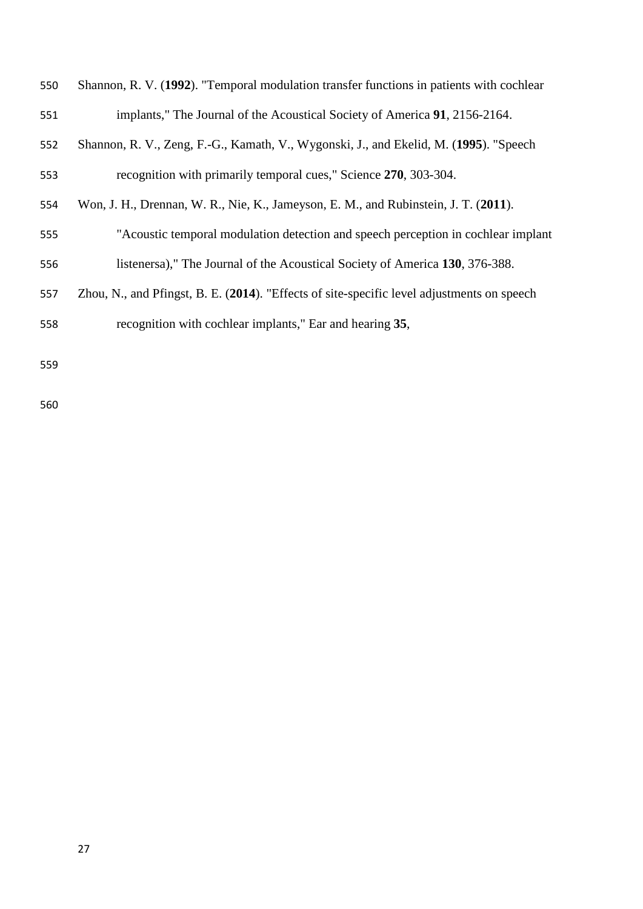Shannon, R. V. (**1992**). "Temporal modulation transfer functions in patients with cochlear implants," The Journal of the Acoustical Society of America **91**, 2156-2164.

Shannon, R. V., Zeng, F.-G., Kamath, V., Wygonski, J., and Ekelid, M. (**1995**). "Speech recognition with primarily temporal cues," Science **270**, 303-304.

Won, J. H., Drennan, W. R., Nie, K., Jameyson, E. M., and Rubinstein, J. T. (**2011**). "Acoustic temporal modulation detection and speech perception in cochlear implant listenersa)," The Journal of the Acoustical Society of America **130**, 376-388.

Zhou, N., and Pfingst, B. E. (**2014**). "Effects of site-specific level adjustments on speech recognition with cochlear implants," Ear and hearing **35**,